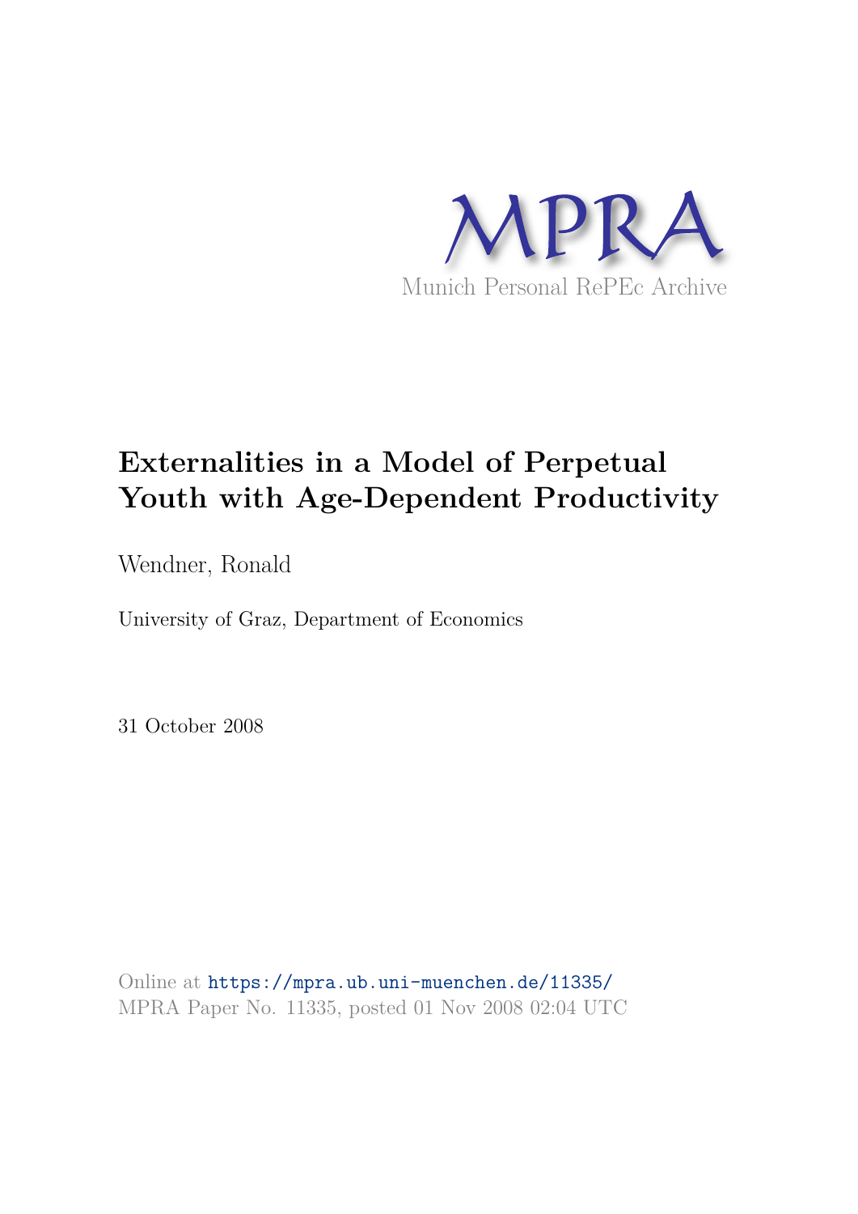MPRA

Munich Personal RePEc Archive

# Externalities in a Model of Perpetual Youth with Age-Dependent Productivity

Wendner, Ronald

University of Graz, Department of Economics

31 October 2008

Online at https://mpra.ub.uni-muenchen.de/11335/
MPRA Paper No. 11335, posted 01 Nov 2008 02:04 UTC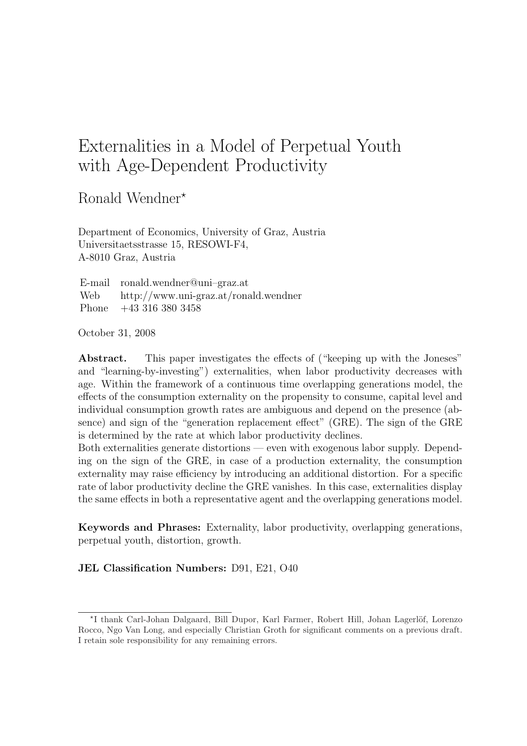# Externalities in a Model of Perpetual Youth with Age-Dependent Productivity

Ronald Wendner*

Department of Economics, University of Graz, Austria
Universitaetsstrasse 15, RESOWI-F4,
A-8010 Graz, Austria

| | |
|---|---|
| E-mail | ronald.wendner@uni–graz.at |
| Web | http://www.uni-graz.at/ronald.wendner |
| Phone | +43 316 380 3458 |

October 31, 2008

**Abstract.** This paper investigates the effects of ("keeping up with the Joneses" and "learning-by-investing") externalities, when labor productivity decreases with age. Within the framework of a continuous time overlapping generations model, the effects of the consumption externality on the propensity to consume, capital level and individual consumption growth rates are ambiguous and depend on the presence (absence) and sign of the "generation replacement effect" (GRE). The sign of the GRE is determined by the rate at which labor productivity declines.
Both externalities generate distortions — even with exogenous labor supply. Depending on the sign of the GRE, in case of a production externality, the consumption externality may raise efficiency by introducing an additional distortion. For a specific rate of labor productivity decline the GRE vanishes. In this case, externalities display the same effects in both a representative agent and the overlapping generations model.

**Keywords and Phrases:** Externality, labor productivity, overlapping generations, perpetual youth, distortion, growth.

**JEL Classification Numbers:** D91, E21, O40

---

*I thank Carl-Johan Dalgaard, Bill Dupor, Karl Farmer, Robert Hill, Johan Lagerlöf, Lorenzo Rocco, Ngo Van Long, and especially Christian Groth for significant comments on a previous draft. I retain sole responsibility for any remaining errors.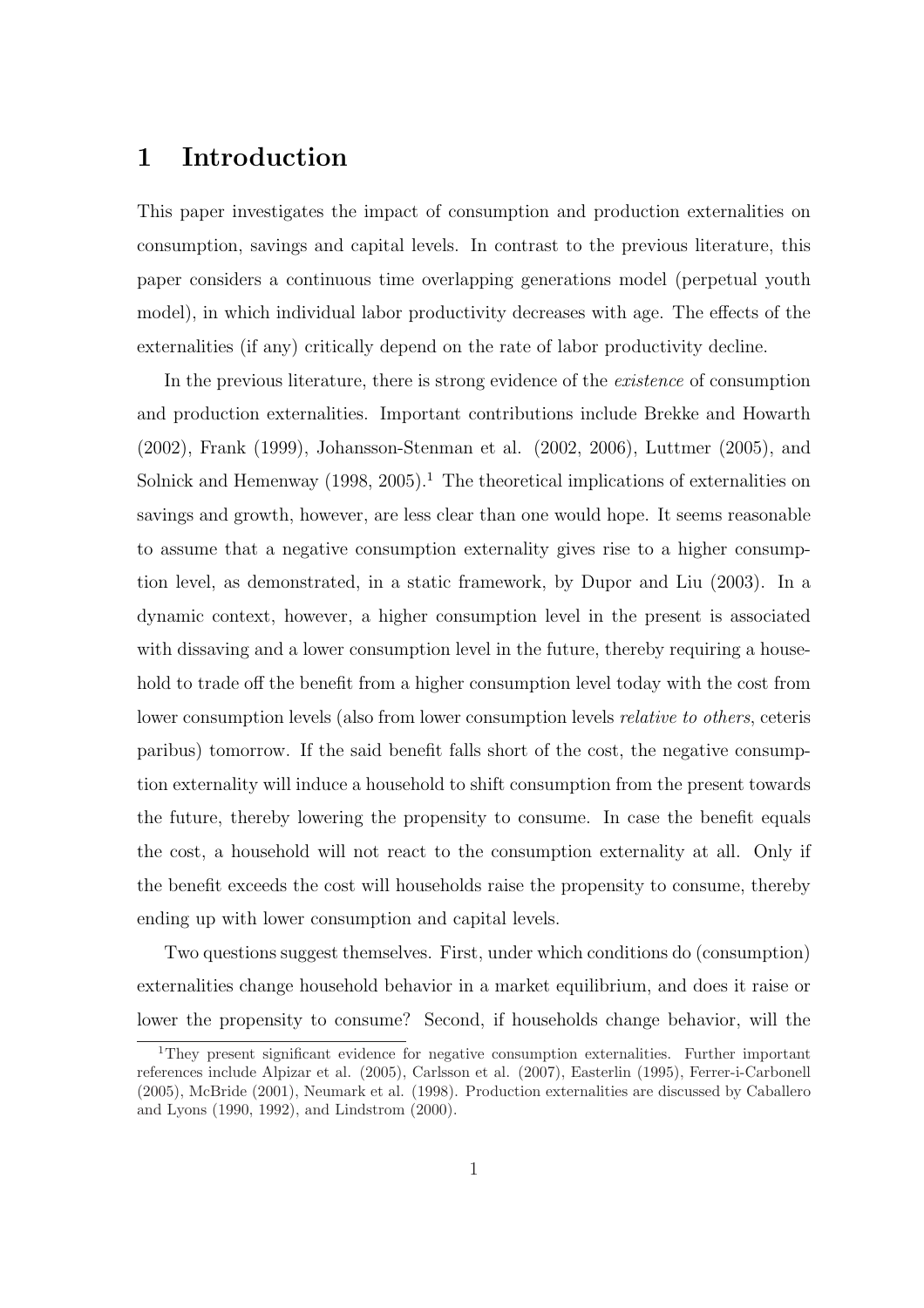# 1 Introduction

This paper investigates the impact of consumption and production externalities on consumption, savings and capital levels. In contrast to the previous literature, this paper considers a continuous time overlapping generations model (perpetual youth model), in which individual labor productivity decreases with age. The effects of the externalities (if any) critically depend on the rate of labor productivity decline.

In the previous literature, there is strong evidence of the *existence* of consumption and production externalities. Important contributions include Brekke and Howarth (2002), Frank (1999), Johansson-Stenman et al. (2002, 2006), Luttmer (2005), and Solnick and Hemenway (1998, 2005).[1] The theoretical implications of externalities on savings and growth, however, are less clear than one would hope. It seems reasonable to assume that a negative consumption externality gives rise to a higher consumption level, as demonstrated, in a static framework, by Dupor and Liu (2003). In a dynamic context, however, a higher consumption level in the present is associated with dissaving and a lower consumption level in the future, thereby requiring a household to trade off the benefit from a higher consumption level today with the cost from lower consumption levels (also from lower consumption levels *relative to others*, ceteris paribus) tomorrow. If the said benefit falls short of the cost, the negative consumption externality will induce a household to shift consumption from the present towards the future, thereby lowering the propensity to consume. In case the benefit equals the cost, a household will not react to the consumption externality at all. Only if the benefit exceeds the cost will households raise the propensity to consume, thereby ending up with lower consumption and capital levels.

Two questions suggest themselves. First, under which conditions do (consumption) externalities change household behavior in a market equilibrium, and does it raise or lower the propensity to consume? Second, if households change behavior, will the

[1] They present significant evidence for negative consumption externalities. Further important references include Alpizar et al. (2005), Carlsson et al. (2007), Easterlin (1995), Ferrer-i-Carbonell (2005), McBride (2001), Neumark et al. (1998). Production externalities are discussed by Caballero and Lyons (1990, 1992), and Lindstrom (2000).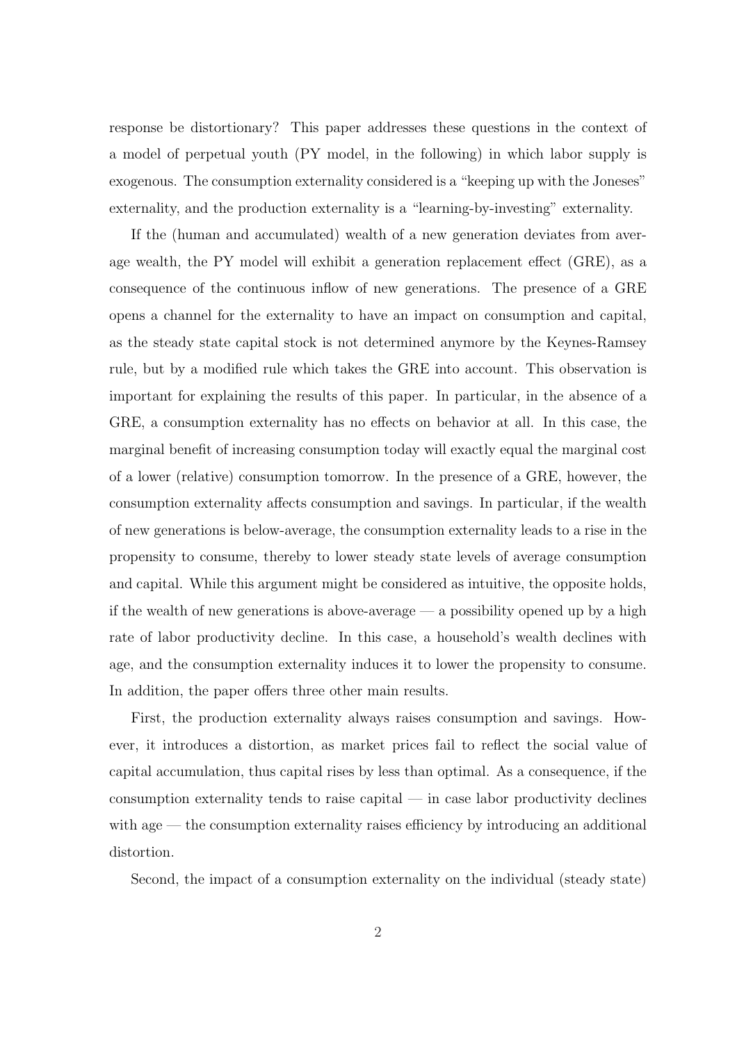response be distortionary? This paper addresses these questions in the context of a model of perpetual youth (PY model, in the following) in which labor supply is exogenous. The consumption externality considered is a "keeping up with the Joneses" externality, and the production externality is a "learning-by-investing" externality.

If the (human and accumulated) wealth of a new generation deviates from average wealth, the PY model will exhibit a generation replacement effect (GRE), as a consequence of the continuous inflow of new generations. The presence of a GRE opens a channel for the externality to have an impact on consumption and capital, as the steady state capital stock is not determined anymore by the Keynes-Ramsey rule, but by a modified rule which takes the GRE into account. This observation is important for explaining the results of this paper. In particular, in the absence of a GRE, a consumption externality has no effects on behavior at all. In this case, the marginal benefit of increasing consumption today will exactly equal the marginal cost of a lower (relative) consumption tomorrow. In the presence of a GRE, however, the consumption externality affects consumption and savings. In particular, if the wealth of new generations is below-average, the consumption externality leads to a rise in the propensity to consume, thereby to lower steady state levels of average consumption and capital. While this argument might be considered as intuitive, the opposite holds, if the wealth of new generations is above-average — a possibility opened up by a high rate of labor productivity decline. In this case, a household's wealth declines with age, and the consumption externality induces it to lower the propensity to consume. In addition, the paper offers three other main results.

First, the production externality always raises consumption and savings. However, it introduces a distortion, as market prices fail to reflect the social value of capital accumulation, thus capital rises by less than optimal. As a consequence, if the consumption externality tends to raise capital — in case labor productivity declines with age — the consumption externality raises efficiency by introducing an additional distortion.

Second, the impact of a consumption externality on the individual (steady state)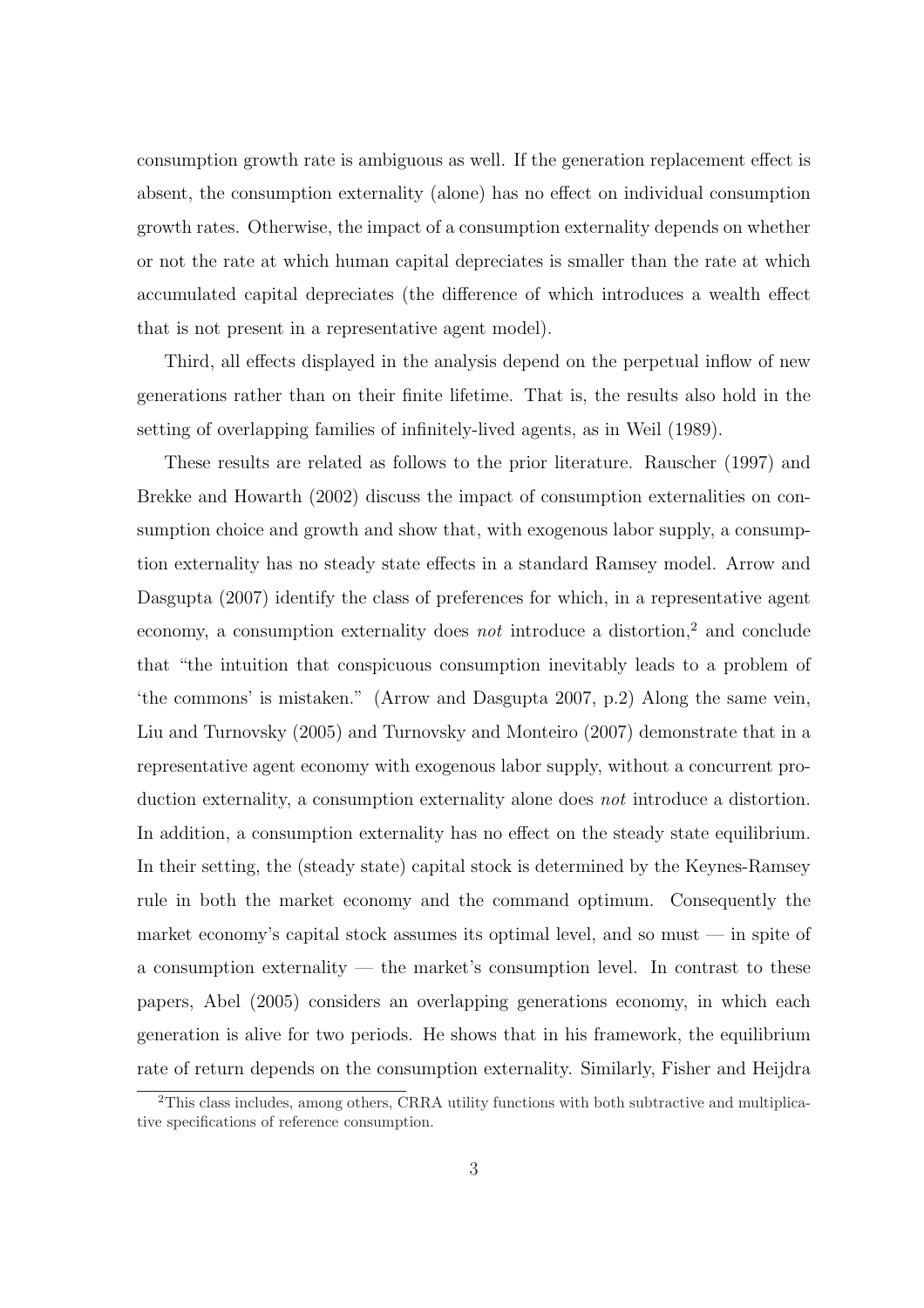consumption growth rate is ambiguous as well. If the generation replacement effect is absent, the consumption externality (alone) has no effect on individual consumption growth rates. Otherwise, the impact of a consumption externality depends on whether or not the rate at which human capital depreciates is smaller than the rate at which accumulated capital depreciates (the difference of which introduces a wealth effect that is not present in a representative agent model).

Third, all effects displayed in the analysis depend on the perpetual inflow of new generations rather than on their finite lifetime. That is, the results also hold in the setting of overlapping families of infinitely-lived agents, as in Weil (1989).

These results are related as follows to the prior literature. Rauscher (1997) and Brekke and Howarth (2002) discuss the impact of consumption externalities on consumption choice and growth and show that, with exogenous labor supply, a consumption externality has no steady state effects in a standard Ramsey model. Arrow and Dasgupta (2007) identify the class of preferences for which, in a representative agent economy, a consumption externality does *not* introduce a distortion,[2] and conclude that "the intuition that conspicuous consumption inevitably leads to a problem of 'the commons' is mistaken." (Arrow and Dasgupta 2007, p.2) Along the same vein, Liu and Turnovsky (2005) and Turnovsky and Monteiro (2007) demonstrate that in a representative agent economy with exogenous labor supply, without a concurrent production externality, a consumption externality alone does *not* introduce a distortion. In addition, a consumption externality has no effect on the steady state equilibrium. In their setting, the (steady state) capital stock is determined by the Keynes-Ramsey rule in both the market economy and the command optimum. Consequently the market economy's capital stock assumes its optimal level, and so must — in spite of a consumption externality — the market's consumption level. In contrast to these papers, Abel (2005) considers an overlapping generations economy, in which each generation is alive for two periods. He shows that in his framework, the equilibrium rate of return depends on the consumption externality. Similarly, Fisher and Heijdra

[2] This class includes, among others, CRRA utility functions with both subtractive and multiplicative specifications of reference consumption.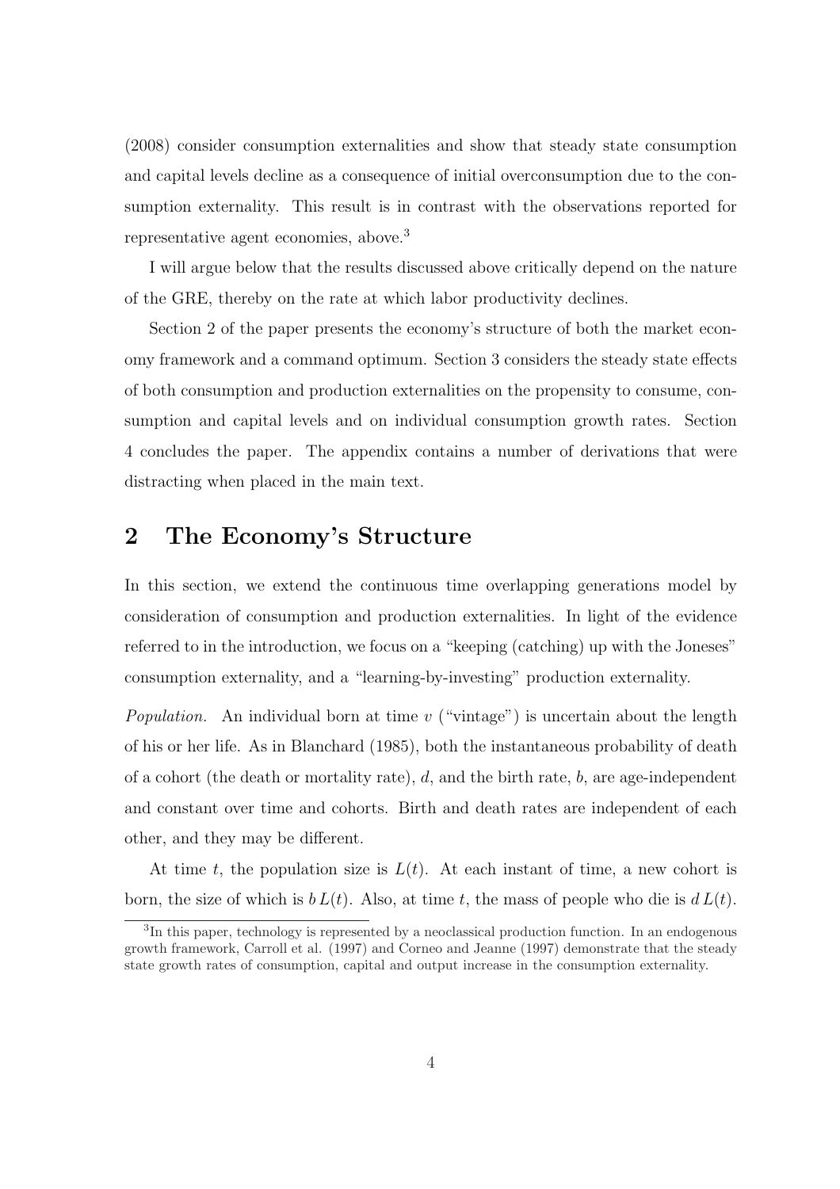(2008) consider consumption externalities and show that steady state consumption and capital levels decline as a consequence of initial overconsumption due to the consumption externality. This result is in contrast with the observations reported for representative agent economies, above.[3]

I will argue below that the results discussed above critically depend on the nature of the GRE, thereby on the rate at which labor productivity declines.

Section 2 of the paper presents the economy's structure of both the market economy framework and a command optimum. Section 3 considers the steady state effects of both consumption and production externalities on the propensity to consume, consumption and capital levels and on individual consumption growth rates. Section 4 concludes the paper. The appendix contains a number of derivations that were distracting when placed in the main text.

## 2 The Economy's Structure

In this section, we extend the continuous time overlapping generations model by consideration of consumption and production externalities. In light of the evidence referred to in the introduction, we focus on a "keeping (catching) up with the Joneses" consumption externality, and a "learning-by-investing" production externality.

*Population.* An individual born at time $v$ ("vintage") is uncertain about the length of his or her life. As in Blanchard (1985), both the instantaneous probability of death of a cohort (the death or mortality rate), $d$, and the birth rate, $b$, are age-independent and constant over time and cohorts. Birth and death rates are independent of each other, and they may be different.

At time $t$, the population size is $L(t)$. At each instant of time, a new cohort is born, the size of which is $b\,L(t)$. Also, at time $t$, the mass of people who die is $d\,L(t)$.

[3] In this paper, technology is represented by a neoclassical production function. In an endogenous growth framework, Carroll et al. (1997) and Corneo and Jeanne (1997) demonstrate that the steady state growth rates of consumption, capital and output increase in the consumption externality.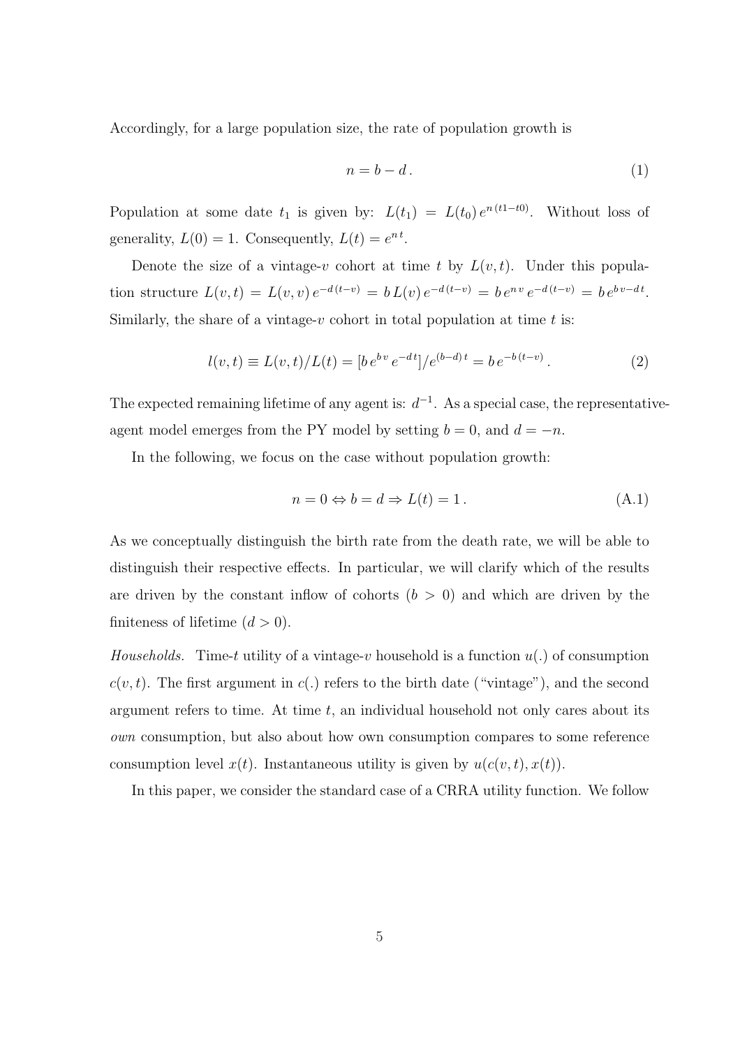Accordingly, for a large population size, the rate of population growth is

$$n = b - d\,. \tag{1}$$

Population at some date $t_1$ is given by: $L(t_1) = L(t_0)\,e^{n\,(t1-t0)}$. Without loss of generality, $L(0) = 1$. Consequently, $L(t) = e^{n\,t}$.

Denote the size of a vintage-$v$ cohort at time $t$ by $L(v,t)$. Under this population structure $L(v,t) = L(v,v)\,e^{-d\,(t-v)} = b\,L(v)\,e^{-d\,(t-v)} = b\,e^{n\,v}\,e^{-d\,(t-v)} = b\,e^{b\,v - d\,t}$. Similarly, the share of a vintage-$v$ cohort in total population at time $t$ is:

$$l(v,t) \equiv L(v,t)/L(t) = [b\,e^{b\,v}\,e^{-d\,t}]/e^{(b-d)\,t} = b\,e^{-b\,(t-v)}\,. \tag{2}$$

The expected remaining lifetime of any agent is: $d^{-1}$. As a special case, the representative-agent model emerges from the PY model by setting $b = 0$, and $d = -n$.

In the following, we focus on the case without population growth:

$$n = 0 \Leftrightarrow b = d \Rightarrow L(t) = 1\,. \tag{A.1}$$

As we conceptually distinguish the birth rate from the death rate, we will be able to distinguish their respective effects. In particular, we will clarify which of the results are driven by the constant inflow of cohorts ($b > 0$) and which are driven by the finiteness of lifetime ($d > 0$).

*Households.* Time-$t$ utility of a vintage-$v$ household is a function $u(.)$ of consumption $c(v,t)$. The first argument in $c(.)$ refers to the birth date ("vintage"), and the second argument refers to time. At time $t$, an individual household not only cares about its *own* consumption, but also about how own consumption compares to some reference consumption level $x(t)$. Instantaneous utility is given by $u(c(v,t), x(t))$.

In this paper, we consider the standard case of a CRRA utility function. We follow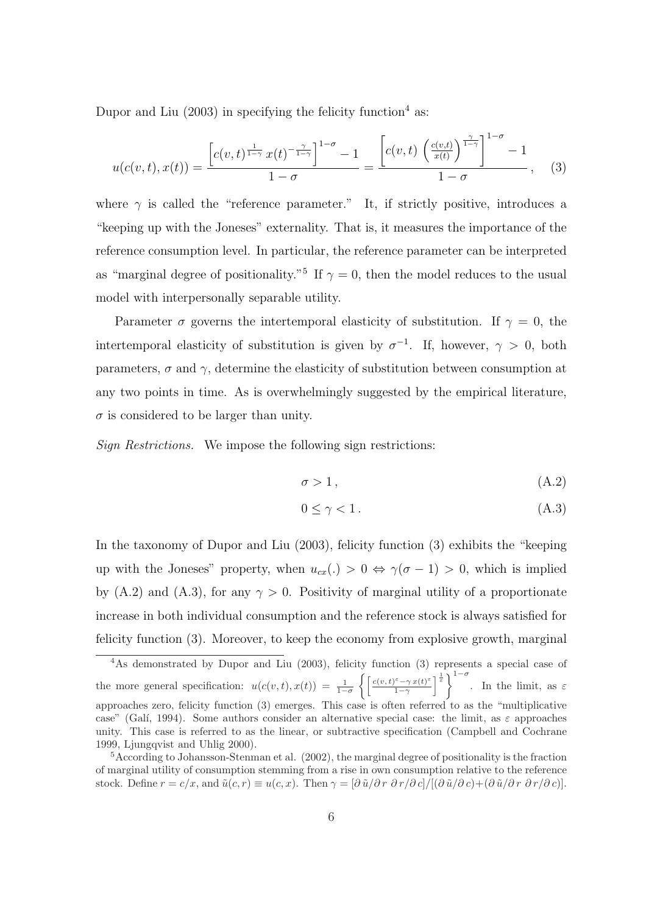Dupor and Liu (2003) in specifying the felicity function[4] as:

$$u(c(v,t), x(t)) = \frac{\left[c(v,t)^{\frac{1}{1-\gamma}}\, x(t)^{-\frac{\gamma}{1-\gamma}}\right]^{1-\sigma} - 1}{1-\sigma} = \frac{\left[c(v,t)\, \left(\frac{c(v,t)}{x(t)}\right)^{\frac{\gamma}{1-\gamma}}\right]^{1-\sigma} - 1}{1-\sigma}\,, \quad (3)$$

where $\gamma$ is called the "reference parameter." It, if strictly positive, introduces a "keeping up with the Joneses" externality. That is, it measures the importance of the reference consumption level. In particular, the reference parameter can be interpreted as "marginal degree of positionality."[5] If $\gamma = 0$, then the model reduces to the usual model with interpersonally separable utility.

Parameter $\sigma$ governs the intertemporal elasticity of substitution. If $\gamma = 0$, the intertemporal elasticity of substitution is given by $\sigma^{-1}$. If, however, $\gamma > 0$, both parameters, $\sigma$ and $\gamma$, determine the elasticity of substitution between consumption at any two points in time. As is overwhelmingly suggested by the empirical literature, $\sigma$ is considered to be larger than unity.

*Sign Restrictions.* We impose the following sign restrictions:

$$\sigma > 1\,, \quad (A.2)$$

$$0 \leq \gamma < 1\,. \quad (A.3)$$

In the taxonomy of Dupor and Liu (2003), felicity function (3) exhibits the "keeping up with the Joneses" property, when $u_{cx}(.) > 0 \Leftrightarrow \gamma(\sigma - 1) > 0$, which is implied by (A.2) and (A.3), for any $\gamma > 0$. Positivity of marginal utility of a proportionate increase in both individual consumption and the reference stock is always satisfied for felicity function (3). Moreover, to keep the economy from explosive growth, marginal

---

[4] As demonstrated by Dupor and Liu (2003), felicity function (3) represents a special case of the more general specification: $u(c(v,t), x(t)) = \frac{1}{1-\sigma}\left\{\left[\frac{c(v,t)^{\varepsilon} - \gamma\, x(t)^{\varepsilon}}{1-\gamma}\right]^{\frac{1}{\varepsilon}}\right\}^{1-\sigma}$. In the limit, as $\varepsilon$ approaches zero, felicity function (3) emerges. This case is often referred to as the "multiplicative case" (Galí, 1994). Some authors consider an alternative special case: the limit, as $\varepsilon$ approaches unity. This case is referred to as the linear, or subtractive specification (Campbell and Cochrane 1999, Ljungqvist and Uhlig 2000).

[5] According to Johansson-Stenman et al. (2002), the marginal degree of positionality is the fraction of marginal utility of consumption stemming from a rise in own consumption relative to the reference stock. Define $r = c/x$, and $\tilde{u}(c,r) \equiv u(c,x)$. Then $\gamma = [\partial\,\tilde{u}/\partial\,r\;\partial\,r/\partial\,c]/[(\partial\,\tilde{u}/\partial\,c) + (\partial\,\tilde{u}/\partial\,r\;\partial\,r/\partial\,c)]$.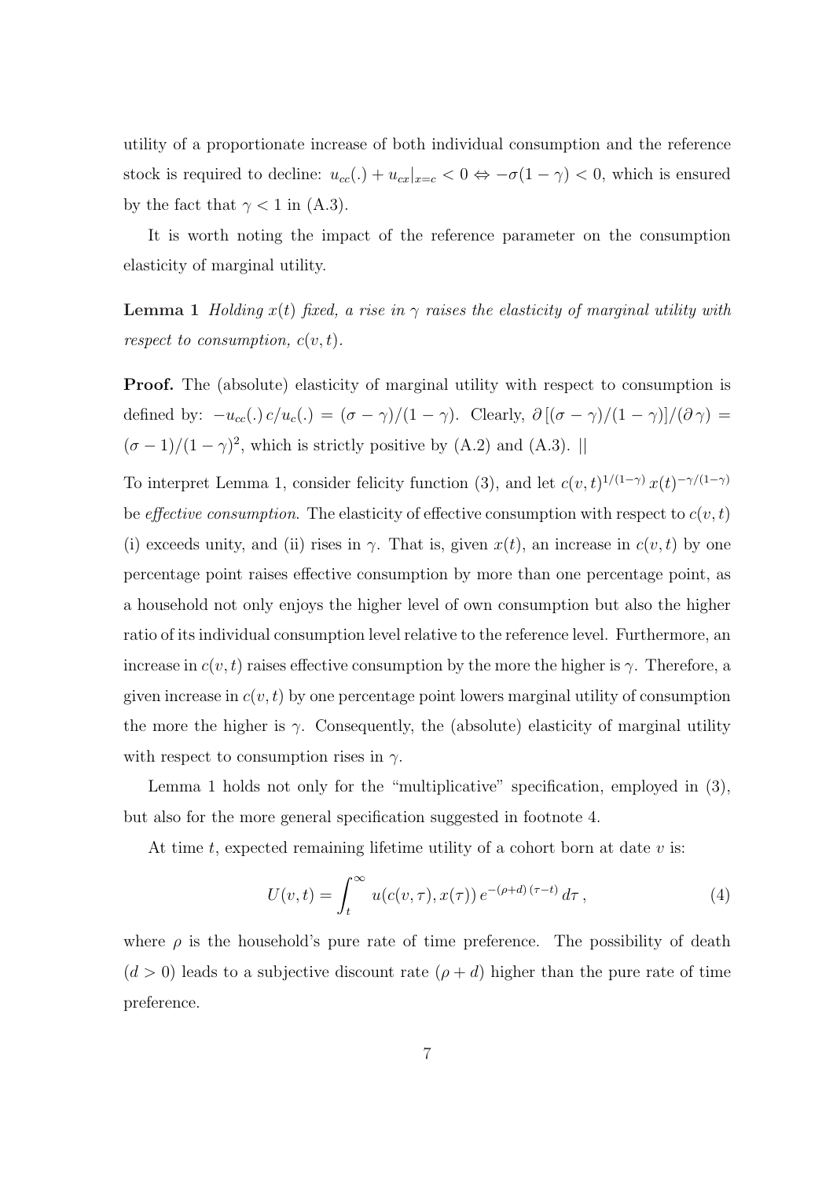utility of a proportionate increase of both individual consumption and the reference stock is required to decline: $u_{cc}(.) + u_{cx}|_{x=c} < 0 \Leftrightarrow -\sigma(1-\gamma) < 0$, which is ensured by the fact that $\gamma < 1$ in (A.3).

It is worth noting the impact of the reference parameter on the consumption elasticity of marginal utility.

**Lemma 1** *Holding $x(t)$ fixed, a rise in $\gamma$ raises the elasticity of marginal utility with respect to consumption, $c(v,t)$.*

**Proof.** The (absolute) elasticity of marginal utility with respect to consumption is defined by: $-u_{cc}(.)\, c/u_c(.) = (\sigma - \gamma)/(1-\gamma)$. Clearly, $\partial\left[(\sigma-\gamma)/(1-\gamma)\right]/(\partial\,\gamma) = (\sigma-1)/(1-\gamma)^2$, which is strictly positive by (A.2) and (A.3). ||

To interpret Lemma 1, consider felicity function (3), and let $c(v,t)^{1/(1-\gamma)}\, x(t)^{-\gamma/(1-\gamma)}$ be *effective consumption*. The elasticity of effective consumption with respect to $c(v,t)$ (i) exceeds unity, and (ii) rises in $\gamma$. That is, given $x(t)$, an increase in $c(v,t)$ by one percentage point raises effective consumption by more than one percentage point, as a household not only enjoys the higher level of own consumption but also the higher ratio of its individual consumption level relative to the reference level. Furthermore, an increase in $c(v,t)$ raises effective consumption by the more the higher is $\gamma$. Therefore, a given increase in $c(v,t)$ by one percentage point lowers marginal utility of consumption the more the higher is $\gamma$. Consequently, the (absolute) elasticity of marginal utility with respect to consumption rises in $\gamma$.

Lemma 1 holds not only for the "multiplicative" specification, employed in (3), but also for the more general specification suggested in footnote 4.

At time $t$, expected remaining lifetime utility of a cohort born at date $v$ is:

$$U(v,t) = \int_t^\infty u(c(v,\tau), x(\tau))\, e^{-(\rho+d)(\tau-t)}\, d\tau\,, \tag{4}$$

where $\rho$ is the household's pure rate of time preference. The possibility of death ($d > 0$) leads to a subjective discount rate ($\rho + d$) higher than the pure rate of time preference.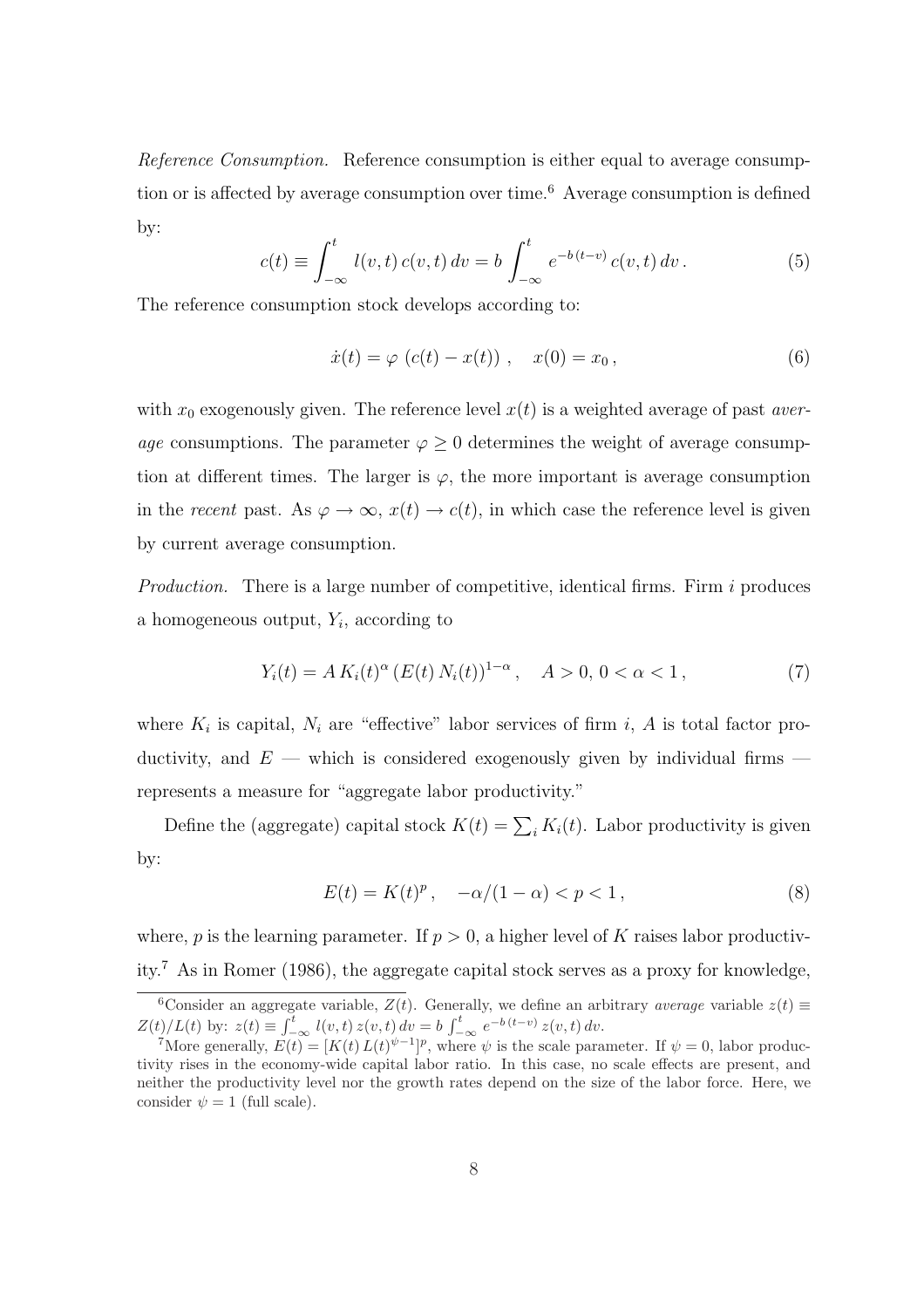*Reference Consumption.* Reference consumption is either equal to average consumption or is affected by average consumption over time.[6] Average consumption is defined by:

$$c(t) \equiv \int_{-\infty}^{t} l(v,t)\, c(v,t)\, dv = b \int_{-\infty}^{t} e^{-b\,(t-v)}\, c(v,t)\, dv\,. \tag{5}$$

The reference consumption stock develops according to:

$$\dot{x}(t) = \varphi\, \left(c(t) - x(t)\right)\,, \quad x(0) = x_0\,, \tag{6}$$

with $x_0$ exogenously given. The reference level $x(t)$ is a weighted average of past *average* consumptions. The parameter $\varphi \geq 0$ determines the weight of average consumption at different times. The larger is $\varphi$, the more important is average consumption in the *recent* past. As $\varphi \to \infty$, $x(t) \to c(t)$, in which case the reference level is given by current average consumption.

*Production.* There is a large number of competitive, identical firms. Firm $i$ produces a homogeneous output, $Y_i$, according to

$$Y_i(t) = A\, K_i(t)^{\alpha}\, (E(t)\, N_i(t))^{1-\alpha}\,, \quad A > 0,\, 0 < \alpha < 1\,, \tag{7}$$

where $K_i$ is capital, $N_i$ are "effective" labor services of firm $i$, $A$ is total factor productivity, and $E$ — which is considered exogenously given by individual firms — represents a measure for "aggregate labor productivity."

Define the (aggregate) capital stock $K(t) = \sum_i K_i(t)$. Labor productivity is given by:

$$E(t) = K(t)^p\,, \quad -\alpha/(1-\alpha) < p < 1\,, \tag{8}$$

where, $p$ is the learning parameter. If $p > 0$, a higher level of $K$ raises labor productivity.[7] As in Romer (1986), the aggregate capital stock serves as a proxy for knowledge,

---

[6] Consider an aggregate variable, $Z(t)$. Generally, we define an arbitrary *average* variable $z(t) \equiv Z(t)/L(t)$ by: $z(t) \equiv \int_{-\infty}^{t} l(v,t)\, z(v,t)\, dv = b \int_{-\infty}^{t} e^{-b\,(t-v)}\, z(v,t)\, dv$.

[7] More generally, $E(t) = [K(t)\, L(t)^{\psi-1}]^p$, where $\psi$ is the scale parameter. If $\psi = 0$, labor productivity rises in the economy-wide capital labor ratio. In this case, no scale effects are present, and neither the productivity level nor the growth rates depend on the size of the labor force. Here, we consider $\psi = 1$ (full scale).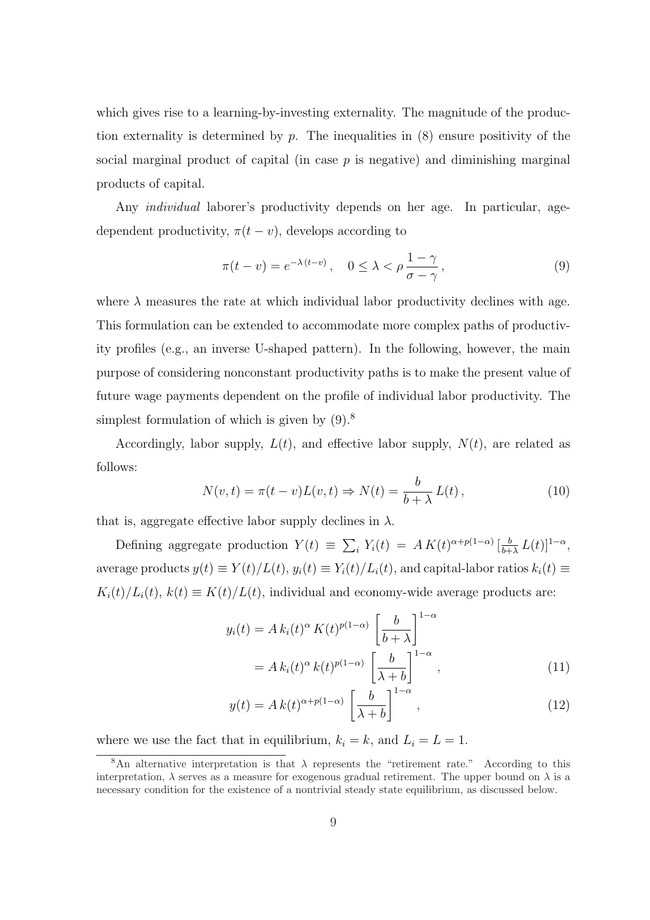which gives rise to a learning-by-investing externality. The magnitude of the production externality is determined by $p$. The inequalities in (8) ensure positivity of the social marginal product of capital (in case $p$ is negative) and diminishing marginal products of capital.

Any *individual* laborer's productivity depends on her age. In particular, age-dependent productivity, $\pi(t-v)$, develops according to

$$\pi(t-v) = e^{-\lambda\,(t-v)}\,, \quad 0 \leq \lambda < \rho\,\frac{1-\gamma}{\sigma-\gamma}\,, \tag{9}$$

where $\lambda$ measures the rate at which individual labor productivity declines with age. This formulation can be extended to accommodate more complex paths of productivity profiles (e.g., an inverse U-shaped pattern). In the following, however, the main purpose of considering nonconstant productivity paths is to make the present value of future wage payments dependent on the profile of individual labor productivity. The simplest formulation of which is given by (9).[8]

Accordingly, labor supply, $L(t)$, and effective labor supply, $N(t)$, are related as follows:

$$N(v,t) = \pi(t-v)L(v,t) \Rightarrow N(t) = \frac{b}{b+\lambda}\,L(t)\,, \tag{10}$$

that is, aggregate effective labor supply declines in $\lambda$.

Defining aggregate production $Y(t) \equiv \sum_i Y_i(t) = A\,K(t)^{\alpha+p(1-\alpha)}\,[\frac{b}{b+\lambda}\,L(t)]^{1-\alpha}$, average products $y(t) \equiv Y(t)/L(t)$, $y_i(t) \equiv Y_i(t)/L_i(t)$, and capital-labor ratios $k_i(t) \equiv K_i(t)/L_i(t)$, $k(t) \equiv K(t)/L(t)$, individual and economy-wide average products are:

$$\begin{aligned} y_i(t) &= A\,k_i(t)^{\alpha}\,K(t)^{p(1-\alpha)}\,\left[\frac{b}{b+\lambda}\right]^{1-\alpha} \\ &= A\,k_i(t)^{\alpha}\,k(t)^{p(1-\alpha)}\,\left[\frac{b}{\lambda+b}\right]^{1-\alpha}\,, \end{aligned} \tag{11}$$

$$y(t) = A\,k(t)^{\alpha+p(1-\alpha)}\,\left[\frac{b}{\lambda+b}\right]^{1-\alpha}\,, \tag{12}$$

where we use the fact that in equilibrium, $k_i = k$, and $L_i = L = 1$.

[8] An alternative interpretation is that $\lambda$ represents the "retirement rate." According to this interpretation, $\lambda$ serves as a measure for exogenous gradual retirement. The upper bound on $\lambda$ is a necessary condition for the existence of a nontrivial steady state equilibrium, as discussed below.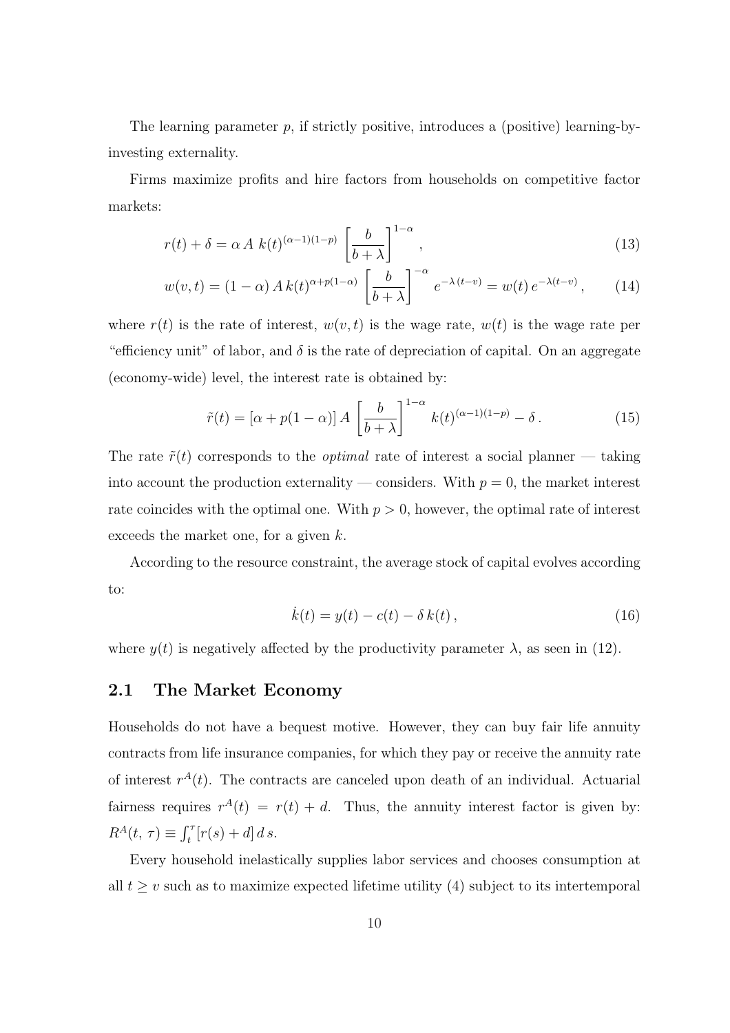The learning parameter $p$, if strictly positive, introduces a (positive) learning-by-investing externality.

Firms maximize profits and hire factors from households on competitive factor markets:

$$r(t) + \delta = \alpha \, A \; k(t)^{(\alpha-1)(1-p)} \; \left[ \frac{b}{b+\lambda} \right]^{1-\alpha} , \tag{13}$$

$$w(v,t) = (1-\alpha) \, A \, k(t)^{\alpha + p(1-\alpha)} \; \left[ \frac{b}{b+\lambda} \right]^{-\alpha} \; e^{-\lambda \, (t-v)} = w(t) \, e^{-\lambda(t-v)} \, , \tag{14}$$

where $r(t)$ is the rate of interest, $w(v,t)$ is the wage rate, $w(t)$ is the wage rate per "efficiency unit" of labor, and $\delta$ is the rate of depreciation of capital. On an aggregate (economy-wide) level, the interest rate is obtained by:

$$\tilde{r}(t) = [\alpha + p(1-\alpha)] \, A \; \left[ \frac{b}{b+\lambda} \right]^{1-\alpha} \; k(t)^{(\alpha-1)(1-p)} - \delta \, . \tag{15}$$

The rate $\tilde{r}(t)$ corresponds to the *optimal* rate of interest a social planner — taking into account the production externality — considers. With $p = 0$, the market interest rate coincides with the optimal one. With $p > 0$, however, the optimal rate of interest exceeds the market one, for a given $k$.

According to the resource constraint, the average stock of capital evolves according to:

$$\dot{k}(t) = y(t) - c(t) - \delta \, k(t) \, , \tag{16}$$

where $y(t)$ is negatively affected by the productivity parameter $\lambda$, as seen in (12).

## 2.1 The Market Economy

Households do not have a bequest motive. However, they can buy fair life annuity contracts from life insurance companies, for which they pay or receive the annuity rate of interest $r^A(t)$. The contracts are canceled upon death of an individual. Actuarial fairness requires $r^A(t) = r(t) + d$. Thus, the annuity interest factor is given by: $R^A(t, \tau) \equiv \int_t^\tau [r(s) + d] \, d\,s$.

Every household inelastically supplies labor services and chooses consumption at all $t \geq v$ such as to maximize expected lifetime utility (4) subject to its intertemporal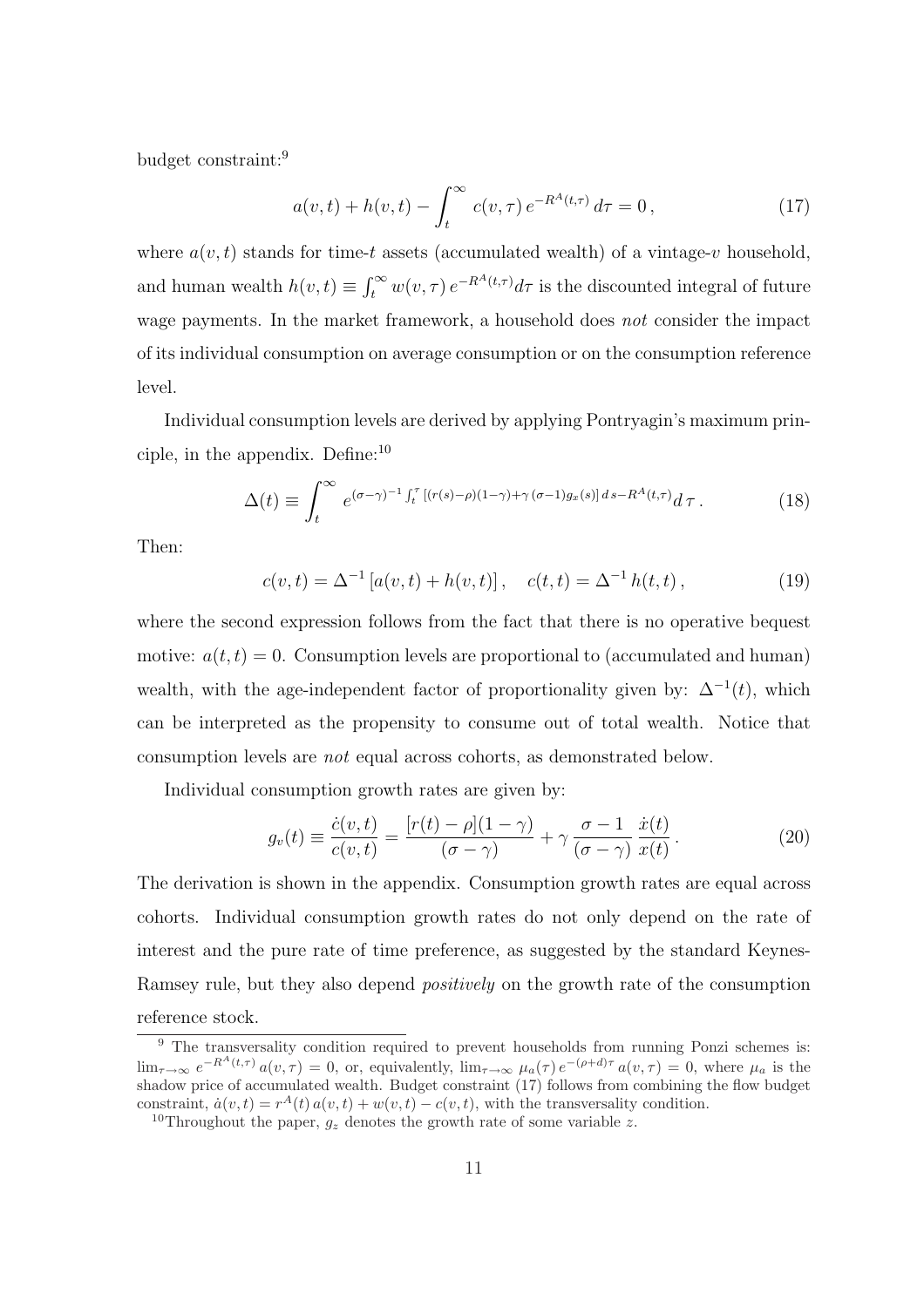budget constraint:[9]

$$a(v,t) + h(v,t) - \int_t^\infty c(v,\tau)\, e^{-R^A(t,\tau)}\, d\tau = 0\,, \tag{17}$$

where $a(v,t)$ stands for time-$t$ assets (accumulated wealth) of a vintage-$v$ household, and human wealth $h(v,t) \equiv \int_t^\infty w(v,\tau)\, e^{-R^A(t,\tau)} d\tau$ is the discounted integral of future wage payments. In the market framework, a household does *not* consider the impact of its individual consumption on average consumption or on the consumption reference level.

Individual consumption levels are derived by applying Pontryagin's maximum principle, in the appendix. Define:[10]

$$\Delta(t) \equiv \int_t^\infty e^{(\sigma-\gamma)^{-1}\int_t^\tau [(r(s)-\rho)(1-\gamma)+\gamma\,(\sigma-1)g_x(s)]\, ds - R^A(t,\tau)} d\,\tau\,. \tag{18}$$

Then:

$$c(v,t) = \Delta^{-1}\left[a(v,t) + h(v,t)\right], \quad c(t,t) = \Delta^{-1}\, h(t,t)\,, \tag{19}$$

where the second expression follows from the fact that there is no operative bequest motive: $a(t,t) = 0$. Consumption levels are proportional to (accumulated and human) wealth, with the age-independent factor of proportionality given by: $\Delta^{-1}(t)$, which can be interpreted as the propensity to consume out of total wealth. Notice that consumption levels are *not* equal across cohorts, as demonstrated below.

Individual consumption growth rates are given by:

$$g_v(t) \equiv \frac{\dot{c}(v,t)}{c(v,t)} = \frac{[r(t)-\rho](1-\gamma)}{(\sigma-\gamma)} + \gamma\,\frac{\sigma-1}{(\sigma-\gamma)}\,\frac{\dot{x}(t)}{x(t)}\,. \tag{20}$$

The derivation is shown in the appendix. Consumption growth rates are equal across cohorts. Individual consumption growth rates do not only depend on the rate of interest and the pure rate of time preference, as suggested by the standard Keynes-Ramsey rule, but they also depend *positively* on the growth rate of the consumption reference stock.

---

[9] The transversality condition required to prevent households from running Ponzi schemes is: $\lim_{\tau\to\infty} e^{-R^A(t,\tau)}\, a(v,\tau) = 0$, or, equivalently, $\lim_{\tau\to\infty} \mu_a(\tau)\, e^{-(\rho+d)\tau}\, a(v,\tau) = 0$, where $\mu_a$ is the shadow price of accumulated wealth. Budget constraint (17) follows from combining the flow budget constraint, $\dot{a}(v,t) = r^A(t)\, a(v,t) + w(v,t) - c(v,t)$, with the transversality condition.

[10] Throughout the paper, $g_z$ denotes the growth rate of some variable $z$.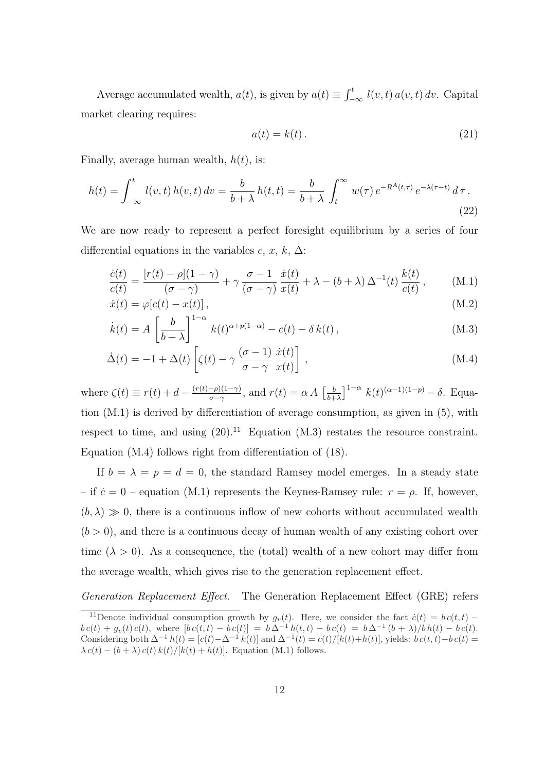Average accumulated wealth, $a(t)$, is given by $a(t) \equiv \int_{-\infty}^{t} l(v,t)\, a(v,t)\, dv$. Capital market clearing requires:

$$a(t) = k(t)\,. \tag{21}$$

Finally, average human wealth, $h(t)$, is:

$$h(t) = \int_{-\infty}^{t} l(v,t)\, h(v,t)\, dv = \frac{b}{b+\lambda}\, h(t,t) = \frac{b}{b+\lambda} \int_{t}^{\infty} w(\tau)\, e^{-R^{A}(t,\tau)}\, e^{-\lambda(\tau - t)}\, d\,\tau\,. \tag{22}$$

We are now ready to represent a perfect foresight equilibrium by a series of four differential equations in the variables $c$, $x$, $k$, $\Delta$:

$$\frac{\dot{c}(t)}{c(t)} = \frac{[r(t)-\rho](1-\gamma)}{(\sigma-\gamma)} + \gamma\,\frac{\sigma-1}{(\sigma-\gamma)}\,\frac{\dot{x}(t)}{x(t)} + \lambda - (b+\lambda)\,\Delta^{-1}(t)\,\frac{k(t)}{c(t)}\,, \tag{M.1}$$

$$\dot{x}(t) = \varphi[c(t) - x(t)]\,, \tag{M.2}$$

$$\dot{k}(t) = A\,\left[\frac{b}{b+\lambda}\right]^{1-\alpha} k(t)^{\alpha + p(1-\alpha)} - c(t) - \delta\, k(t)\,, \tag{M.3}$$

$$\dot{\Delta}(t) = -1 + \Delta(t)\left[\zeta(t) - \gamma\,\frac{(\sigma-1)}{\sigma-\gamma}\,\frac{\dot{x}(t)}{x(t)}\right]\,, \tag{M.4}$$

where $\zeta(t) \equiv r(t) + d - \frac{(r(t)-\rho)(1-\gamma)}{\sigma-\gamma}$, and $r(t) = \alpha\, A\,\left[\frac{b}{b+\lambda}\right]^{1-\alpha} k(t)^{(\alpha-1)(1-p)} - \delta$. Equation (M.1) is derived by differentiation of average consumption, as given in (5), with respect to time, and using (20).[11] Equation (M.3) restates the resource constraint. Equation (M.4) follows right from differentiation of (18).

If $b = \lambda = p = d = 0$, the standard Ramsey model emerges. In a steady state – if $\dot{c} = 0$ – equation (M.1) represents the Keynes-Ramsey rule: $r = \rho$. If, however, $(b, \lambda) \gg 0$, there is a continuous inflow of new cohorts without accumulated wealth ($b > 0$), and there is a continuous decay of human wealth of any existing cohort over time ($\lambda > 0$). As a consequence, the (total) wealth of a new cohort may differ from the average wealth, which gives rise to the generation replacement effect.

*Generation Replacement Effect.* The Generation Replacement Effect (GRE) refers

[11] Denote individual consumption growth by $g_v(t)$. Here, we consider the fact $\dot{c}(t) = b\,c(t,t) - b\,c(t) + g_v(t)\,c(t)$, where $[b\,c(t,t) - b\,c(t)] = b\,\Delta^{-1}\,h(t,t) - b\,c(t) = b\,\Delta^{-1}\,(b+\lambda)/b\,h(t) - b\,c(t)$. Considering both $\Delta^{-1}\,h(t) = [c(t) - \Delta^{-1}\,k(t)]$ and $\Delta^{-1}(t) = c(t)/[k(t)+h(t)]$, yields: $b\,c(t,t) - b\,c(t) = \lambda\,c(t) - (b+\lambda)\,c(t)\,k(t)/[k(t)+h(t)]$. Equation (M.1) follows.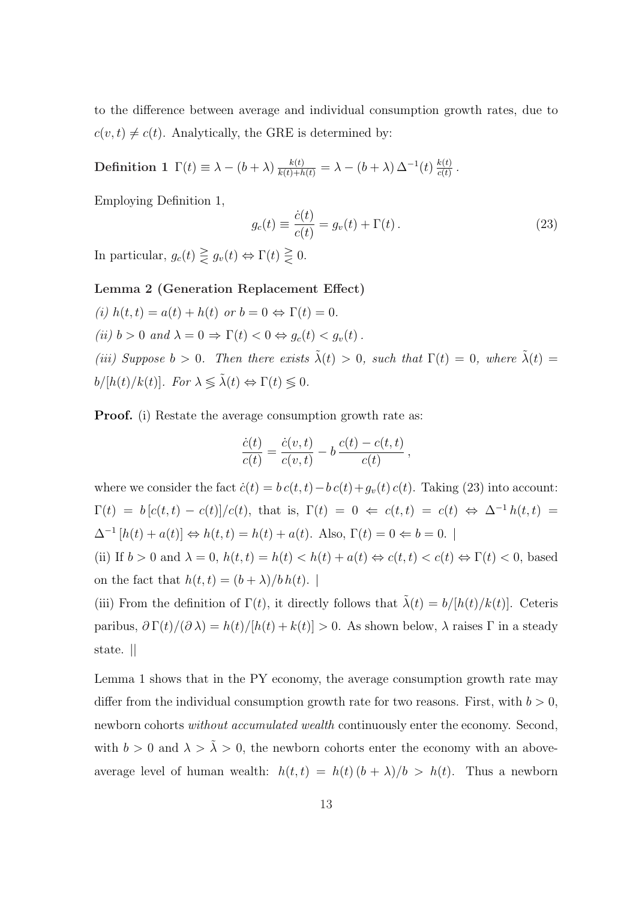to the difference between average and individual consumption growth rates, due to $c(v,t) \neq c(t)$. Analytically, the GRE is determined by:

**Definition 1** $\Gamma(t) \equiv \lambda - (b+\lambda)\,\frac{k(t)}{k(t)+h(t)} = \lambda - (b+\lambda)\,\Delta^{-1}(t)\,\frac{k(t)}{c(t)}$ .

Employing Definition 1,

$$g_c(t) \equiv \frac{\dot{c}(t)}{c(t)} = g_v(t) + \Gamma(t)\,. \tag{23}$$

In particular, $g_c(t) \gtreqless g_v(t) \Leftrightarrow \Gamma(t) \gtreqless 0$.

**Lemma 2 (Generation Replacement Effect)**

*(i) $h(t,t) = a(t) + h(t)$ or $b = 0 \Leftrightarrow \Gamma(t) = 0$.*

*(ii) $b > 0$ and $\lambda = 0 \Rightarrow \Gamma(t) < 0 \Leftrightarrow g_c(t) < g_v(t)$.*

*(iii) Suppose $b > 0$. Then there exists $\tilde{\lambda}(t) > 0$, such that $\Gamma(t) = 0$, where $\tilde{\lambda}(t) = b/[h(t)/k(t)]$. For $\lambda \lesseqgtr \tilde{\lambda}(t) \Leftrightarrow \Gamma(t) \lesseqgtr 0$.*

**Proof.** (i) Restate the average consumption growth rate as:

$$\frac{\dot{c}(t)}{c(t)} = \frac{\dot{c}(v,t)}{c(v,t)} - b\,\frac{c(t) - c(t,t)}{c(t)}\,,$$

where we consider the fact $\dot{c}(t) = b\,c(t,t) - b\,c(t) + g_v(t)\,c(t)$. Taking (23) into account: $\Gamma(t) = b\,[c(t,t) - c(t)]/c(t)$, that is, $\Gamma(t) = 0 \Leftarrow c(t,t) = c(t) \Leftrightarrow \Delta^{-1}\,h(t,t) = \Delta^{-1}\,[h(t) + a(t)] \Leftrightarrow h(t,t) = h(t) + a(t)$. Also, $\Gamma(t) = 0 \Leftarrow b = 0$. |

(ii) If $b > 0$ and $\lambda = 0$, $h(t,t) = h(t) < h(t) + a(t) \Leftrightarrow c(t,t) < c(t) \Leftrightarrow \Gamma(t) < 0$, based on the fact that $h(t,t) = (b+\lambda)/b\,h(t)$. |

(iii) From the definition of $\Gamma(t)$, it directly follows that $\tilde{\lambda}(t) = b/[h(t)/k(t)]$. Ceteris paribus, $\partial\,\Gamma(t)/(\partial\,\lambda) = h(t)/[h(t) + k(t)] > 0$. As shown below, $\lambda$ raises $\Gamma$ in a steady state. ||

Lemma 1 shows that in the PY economy, the average consumption growth rate may differ from the individual consumption growth rate for two reasons. First, with $b > 0$, newborn cohorts *without accumulated wealth* continuously enter the economy. Second, with $b > 0$ and $\lambda > \tilde{\lambda} > 0$, the newborn cohorts enter the economy with an above-average level of human wealth: $h(t,t) = h(t)\,(b+\lambda)/b > h(t)$. Thus a newborn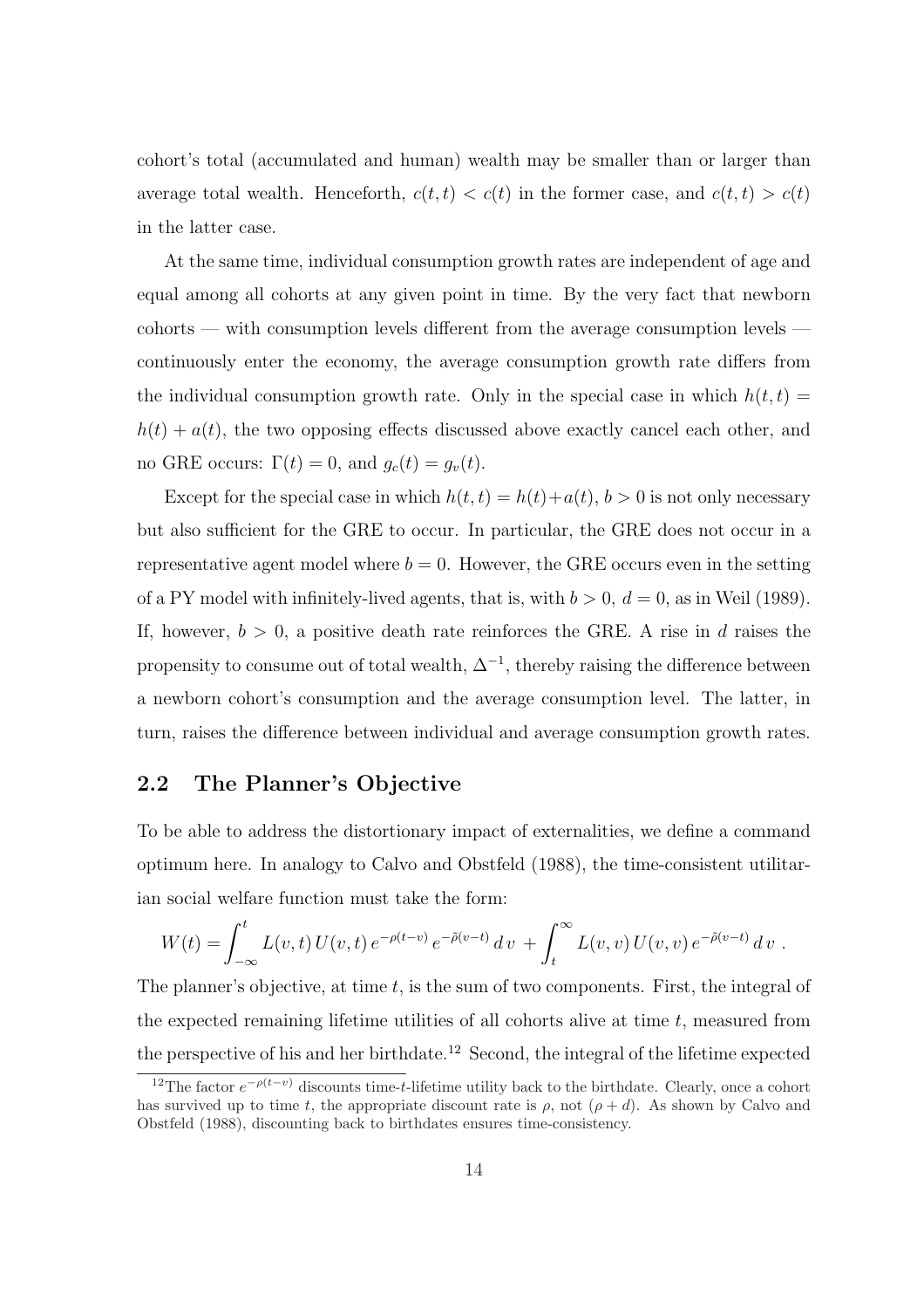cohort's total (accumulated and human) wealth may be smaller than or larger than average total wealth. Henceforth, $c(t,t) < c(t)$ in the former case, and $c(t,t) > c(t)$ in the latter case.

At the same time, individual consumption growth rates are independent of age and equal among all cohorts at any given point in time. By the very fact that newborn cohorts — with consumption levels different from the average consumption levels — continuously enter the economy, the average consumption growth rate differs from the individual consumption growth rate. Only in the special case in which $h(t,t) = h(t) + a(t)$, the two opposing effects discussed above exactly cancel each other, and no GRE occurs: $\Gamma(t) = 0$, and $g_c(t) = g_v(t)$.

Except for the special case in which $h(t,t) = h(t)+a(t)$, $b > 0$ is not only necessary but also sufficient for the GRE to occur. In particular, the GRE does not occur in a representative agent model where $b = 0$. However, the GRE occurs even in the setting of a PY model with infinitely-lived agents, that is, with $b > 0$, $d = 0$, as in Weil (1989). If, however, $b > 0$, a positive death rate reinforces the GRE. A rise in $d$ raises the propensity to consume out of total wealth, $\Delta^{-1}$, thereby raising the difference between a newborn cohort's consumption and the average consumption level. The latter, in turn, raises the difference between individual and average consumption growth rates.

## 2.2 The Planner's Objective

To be able to address the distortionary impact of externalities, we define a command optimum here. In analogy to Calvo and Obstfeld (1988), the time-consistent utilitarian social welfare function must take the form:

$$W(t) = \int_{-\infty}^{t} L(v,t)\, U(v,t)\, e^{-\rho(t-v)}\, e^{-\tilde{\rho}(v-t)}\, dv \; + \int_{t}^{\infty} L(v,v)\, U(v,v)\, e^{-\tilde{\rho}(v-t)}\, dv \; .$$

The planner's objective, at time $t$, is the sum of two components. First, the integral of the expected remaining lifetime utilities of all cohorts alive at time $t$, measured from the perspective of his and her birthdate.[12] Second, the integral of the lifetime expected

[12] The factor $e^{-\rho(t-v)}$ discounts time-$t$-lifetime utility back to the birthdate. Clearly, once a cohort has survived up to time $t$, the appropriate discount rate is $\rho$, not $(\rho + d)$. As shown by Calvo and Obstfeld (1988), discounting back to birthdates ensures time-consistency.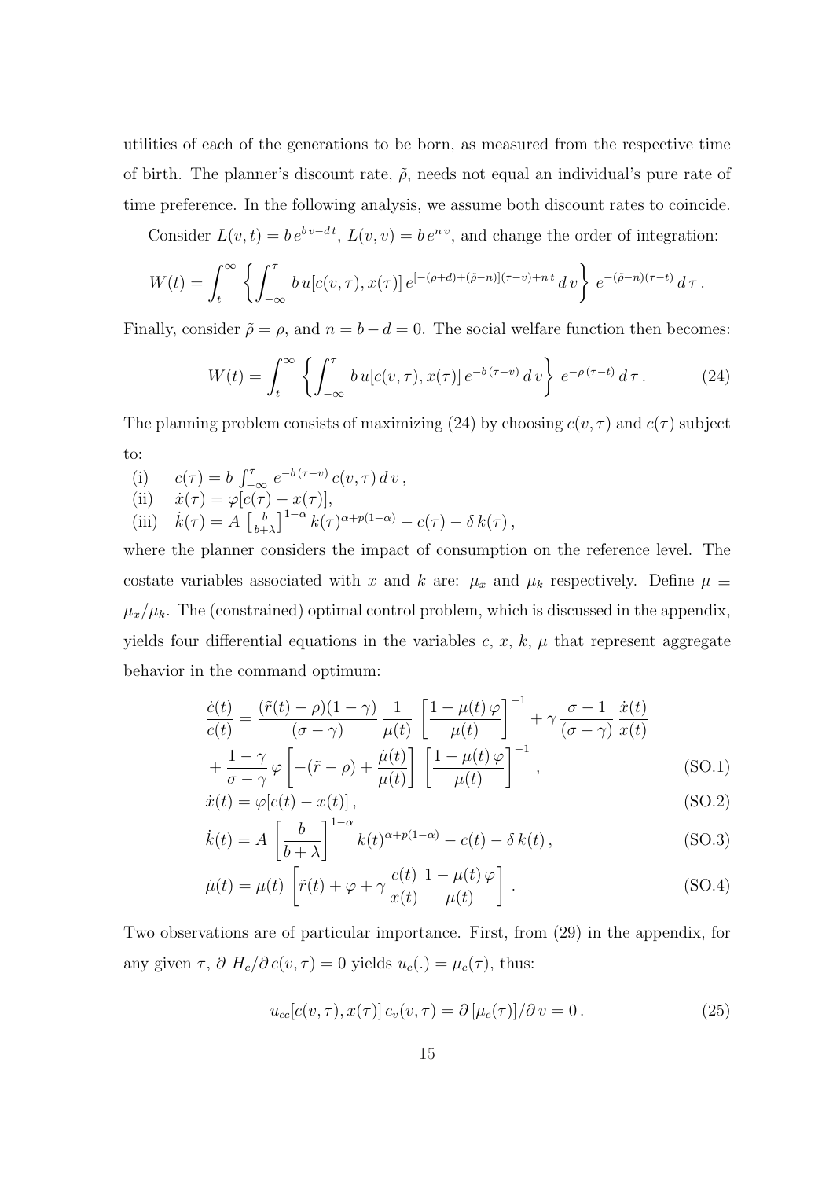utilities of each of the generations to be born, as measured from the respective time of birth. The planner's discount rate, $\tilde{\rho}$, needs not equal an individual's pure rate of time preference. In the following analysis, we assume both discount rates to coincide.

Consider $L(v,t) = b\, e^{b\,v - d\,t}$, $L(v,v) = b\, e^{n\,v}$, and change the order of integration:

$$W(t) = \int_t^\infty \left\{ \int_{-\infty}^{\tau} b\, u[c(v,\tau), x(\tau)]\, e^{[-(\rho+d)+(\tilde{\rho}-n)](\tau - v)+n\,t}\, d\,v \right\}\, e^{-(\tilde{\rho}-n)(\tau - t)}\, d\,\tau\,.$$

Finally, consider $\tilde{\rho} = \rho$, and $n = b - d = 0$. The social welfare function then becomes:

$$W(t) = \int_t^\infty \left\{ \int_{-\infty}^{\tau} b\, u[c(v,\tau), x(\tau)]\, e^{-b\,(\tau - v)}\, d\,v \right\}\, e^{-\rho\,(\tau - t)}\, d\,\tau\,. \tag{24}$$

The planning problem consists of maximizing (24) by choosing $c(v,\tau)$ and $c(\tau)$ subject to:

(i) $\quad c(\tau) = b\int_{-\infty}^{\tau} e^{-b\,(\tau - v)}\, c(v,\tau)\, d\,v\,,$
(ii) $\quad \dot{x}(\tau) = \varphi[c(\tau) - x(\tau)],$
(iii) $\quad \dot{k}(\tau) = A\,\left[\frac{b}{b+\lambda}\right]^{1-\alpha} k(\tau)^{\alpha + p(1-\alpha)} - c(\tau) - \delta\, k(\tau)\,,$

where the planner considers the impact of consumption on the reference level. The costate variables associated with $x$ and $k$ are: $\mu_x$ and $\mu_k$ respectively. Define $\mu \equiv \mu_x/\mu_k$. The (constrained) optimal control problem, which is discussed in the appendix, yields four differential equations in the variables $c$, $x$, $k$, $\mu$ that represent aggregate behavior in the command optimum:

$$\frac{\dot{c}(t)}{c(t)} = \frac{(\tilde{r}(t) - \rho)(1-\gamma)}{(\sigma - \gamma)}\, \frac{1}{\mu(t)}\, \left[\frac{1 - \mu(t)\,\varphi}{\mu(t)}\right]^{-1} + \gamma\, \frac{\sigma - 1}{(\sigma - \gamma)}\, \frac{\dot{x}(t)}{x(t)}$$
$$+ \frac{1-\gamma}{\sigma - \gamma}\, \varphi \left[-(\tilde{r} - \rho) + \frac{\dot{\mu}(t)}{\mu(t)}\right] \left[\frac{1 - \mu(t)\,\varphi}{\mu(t)}\right]^{-1}, \tag{SO.1}$$

$$\dot{x}(t) = \varphi[c(t) - x(t)]\,, \tag{SO.2}$$

$$\dot{k}(t) = A\left[\frac{b}{b+\lambda}\right]^{1-\alpha} k(t)^{\alpha + p(1-\alpha)} - c(t) - \delta\, k(t)\,, \tag{SO.3}$$

$$\dot{\mu}(t) = \mu(t)\,\left[\tilde{r}(t) + \varphi + \gamma\, \frac{c(t)}{x(t)}\, \frac{1 - \mu(t)\,\varphi}{\mu(t)}\right]. \tag{SO.4}$$

Two observations are of particular importance. First, from (29) in the appendix, for any given $\tau$, $\partial\, H_c/\partial\, c(v,\tau) = 0$ yields $u_c(.) = \mu_c(\tau)$, thus:

$$u_{cc}[c(v,\tau), x(\tau)]\, c_v(v,\tau) = \partial\,[\mu_c(\tau)]/\partial\, v = 0\,. \tag{25}$$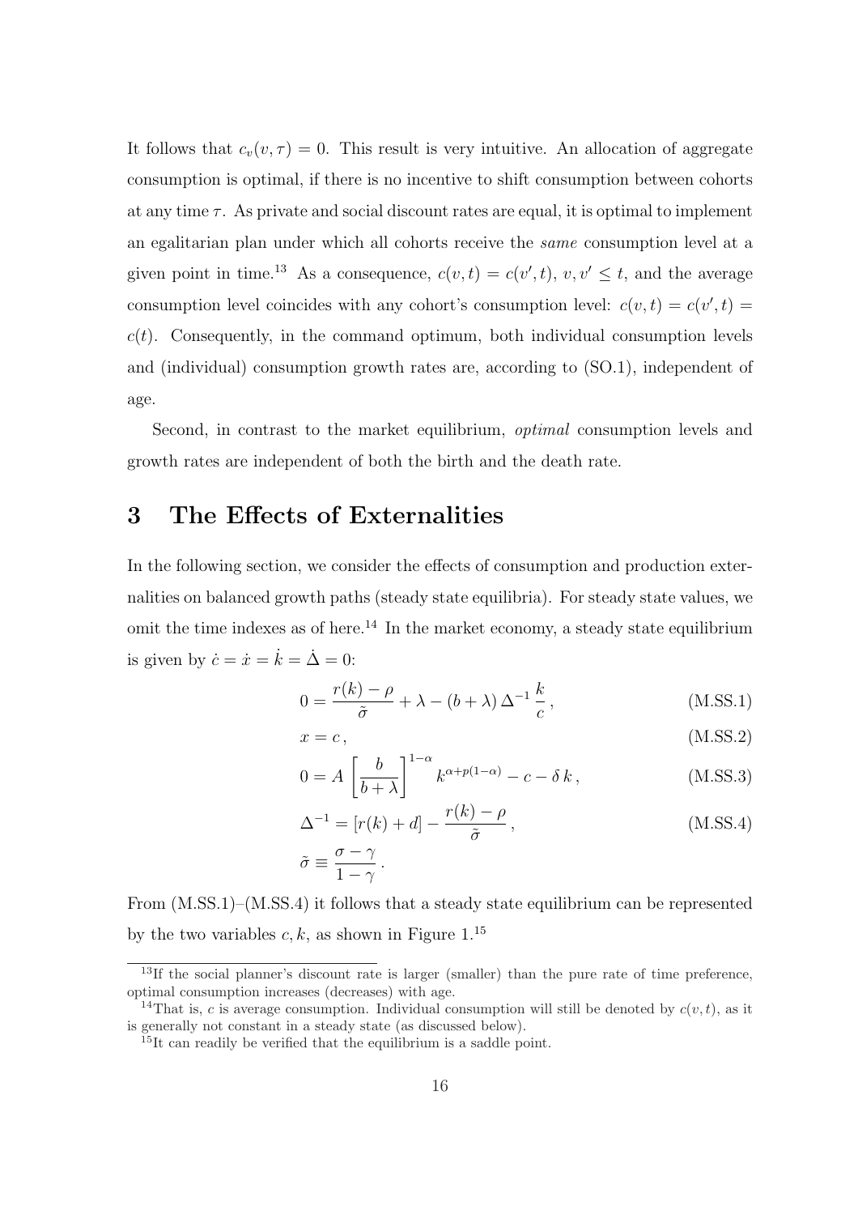It follows that $c_v(v, \tau) = 0$. This result is very intuitive. An allocation of aggregate consumption is optimal, if there is no incentive to shift consumption between cohorts at any time $\tau$. As private and social discount rates are equal, it is optimal to implement an egalitarian plan under which all cohorts receive the *same* consumption level at a given point in time.[13] As a consequence, $c(v, t) = c(v', t)$, $v, v' \leq t$, and the average consumption level coincides with any cohort's consumption level: $c(v, t) = c(v', t) = c(t)$. Consequently, in the command optimum, both individual consumption levels and (individual) consumption growth rates are, according to (SO.1), independent of age.

Second, in contrast to the market equilibrium, *optimal* consumption levels and growth rates are independent of both the birth and the death rate.

# 3 The Effects of Externalities

In the following section, we consider the effects of consumption and production externalities on balanced growth paths (steady state equilibria). For steady state values, we omit the time indexes as of here.[14] In the market economy, a steady state equilibrium is given by $\dot{c} = \dot{x} = \dot{k} = \dot{\Delta} = 0$:

$$0 = \frac{r(k) - \rho}{\tilde{\sigma}} + \lambda - (b + \lambda)\, \Delta^{-1} \frac{k}{c}\,, \tag{M.SS.1}$$

$$x = c\,, \tag{M.SS.2}$$

$$0 = A \left[ \frac{b}{b + \lambda} \right]^{1-\alpha} k^{\alpha + p(1-\alpha)} - c - \delta\, k\,, \tag{M.SS.3}$$

$$\Delta^{-1} = [r(k) + d] - \frac{r(k) - \rho}{\tilde{\sigma}}\,, \tag{M.SS.4}$$

$$\tilde{\sigma} \equiv \frac{\sigma - \gamma}{1 - \gamma}\,.$$

From (M.SS.1)–(M.SS.4) it follows that a steady state equilibrium can be represented by the two variables $c, k$, as shown in Figure 1.[15]

---

[13] If the social planner's discount rate is larger (smaller) than the pure rate of time preference, optimal consumption increases (decreases) with age.

[14] That is, $c$ is average consumption. Individual consumption will still be denoted by $c(v, t)$, as it is generally not constant in a steady state (as discussed below).

[15] It can readily be verified that the equilibrium is a saddle point.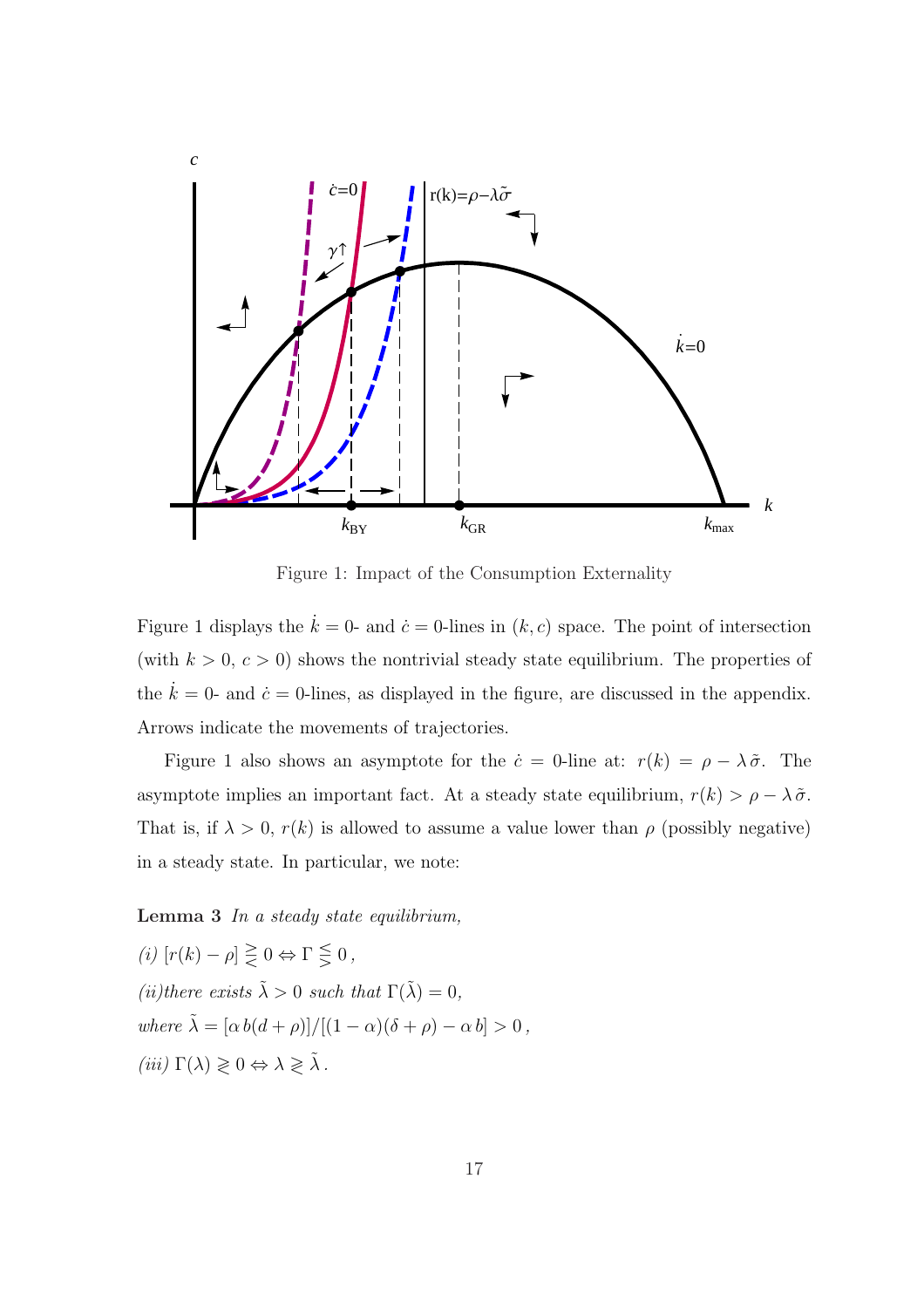Figure 1: Impact of the Consumption Externality

Figure 1 displays the $\dot{k} = 0$- and $\dot{c} = 0$-lines in $(k, c)$ space. The point of intersection (with $k > 0$, $c > 0$) shows the nontrivial steady state equilibrium. The properties of the $\dot{k} = 0$- and $\dot{c} = 0$-lines, as displayed in the figure, are discussed in the appendix. Arrows indicate the movements of trajectories.

Figure 1 also shows an asymptote for the $\dot{c} = 0$-line at: $r(k) = \rho - \lambda\,\tilde{\sigma}$. The asymptote implies an important fact. At a steady state equilibrium, $r(k) > \rho - \lambda\,\tilde{\sigma}$. That is, if $\lambda > 0$, $r(k)$ is allowed to assume a value lower than $\rho$ (possibly negative) in a steady state. In particular, we note:

**Lemma 3** *In a steady state equilibrium,*

*(i)* $[r(k) - \rho] \gtreqless 0 \Leftrightarrow \Gamma \lesseqgtr 0\,,$

*(ii)there exists* $\tilde{\lambda} > 0$ *such that* $\Gamma(\tilde{\lambda}) = 0$,

*where* $\tilde{\lambda} = [\alpha\, b(d + \rho)]/[(1 - \alpha)(\delta + \rho) - \alpha\, b] > 0\,,$

*(iii)* $\Gamma(\lambda) \gtrless 0 \Leftrightarrow \lambda \gtrless \tilde{\lambda}\,.$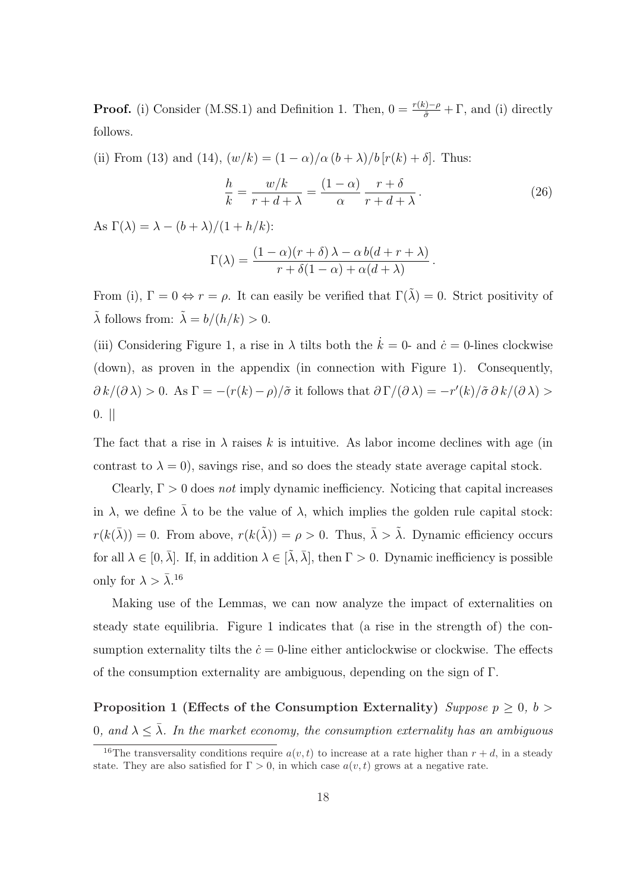**Proof.** (i) Consider (M.SS.1) and Definition 1. Then, $0 = \frac{r(k)-\rho}{\tilde{\sigma}} + \Gamma$, and (i) directly follows.

(ii) From (13) and (14), $(w/k) = (1-\alpha)/\alpha\,(b+\lambda)/b\,[r(k)+\delta]$. Thus:

$$\frac{h}{k} = \frac{w/k}{r+d+\lambda} = \frac{(1-\alpha)}{\alpha}\,\frac{r+\delta}{r+d+\lambda}\,. \tag{26}$$

As $\Gamma(\lambda) = \lambda - (b+\lambda)/(1+h/k)$:

$$\Gamma(\lambda) = \frac{(1-\alpha)(r+\delta)\,\lambda - \alpha\,b(d+r+\lambda)}{r+\delta(1-\alpha)+\alpha(d+\lambda)}\,.$$

From (i), $\Gamma = 0 \Leftrightarrow r = \rho$. It can easily be verified that $\Gamma(\tilde{\lambda}) = 0$. Strict positivity of $\tilde{\lambda}$ follows from: $\tilde{\lambda} = b/(h/k) > 0$.

(iii) Considering Figure 1, a rise in $\lambda$ tilts both the $\dot{k} = 0$- and $\dot{c} = 0$-lines clockwise (down), as proven in the appendix (in connection with Figure 1). Consequently, $\partial\,k/(\partial\,\lambda) > 0$. As $\Gamma = -(r(k)-\rho)/\tilde{\sigma}$ it follows that $\partial\,\Gamma/(\partial\,\lambda) = -r'(k)/\tilde{\sigma}\,\partial\,k/(\partial\,\lambda) > 0$. ||

The fact that a rise in $\lambda$ raises $k$ is intuitive. As labor income declines with age (in contrast to $\lambda = 0$), savings rise, and so does the steady state average capital stock.

Clearly, $\Gamma > 0$ does *not* imply dynamic inefficiency. Noticing that capital increases in $\lambda$, we define $\bar{\lambda}$ to be the value of $\lambda$, which implies the golden rule capital stock: $r(k(\bar{\lambda})) = 0$. From above, $r(k(\tilde{\lambda})) = \rho > 0$. Thus, $\bar{\lambda} > \tilde{\lambda}$. Dynamic efficiency occurs for all $\lambda \in [0, \bar{\lambda}]$. If, in addition $\lambda \in [\tilde{\lambda}, \bar{\lambda}]$, then $\Gamma > 0$. Dynamic inefficiency is possible only for $\lambda > \bar{\lambda}$.[16]

Making use of the Lemmas, we can now analyze the impact of externalities on steady state equilibria. Figure 1 indicates that (a rise in the strength of) the consumption externality tilts the $\dot{c} = 0$-line either anticlockwise or clockwise. The effects of the consumption externality are ambiguous, depending on the sign of $\Gamma$.

**Proposition 1 (Effects of the Consumption Externality)** *Suppose $p \geq 0$, $b > 0$, and $\lambda \leq \bar{\lambda}$. In the market economy, the consumption externality has an ambiguous*

[16] The transversality conditions require $a(v,t)$ to increase at a rate higher than $r + d$, in a steady state. They are also satisfied for $\Gamma > 0$, in which case $a(v,t)$ grows at a negative rate.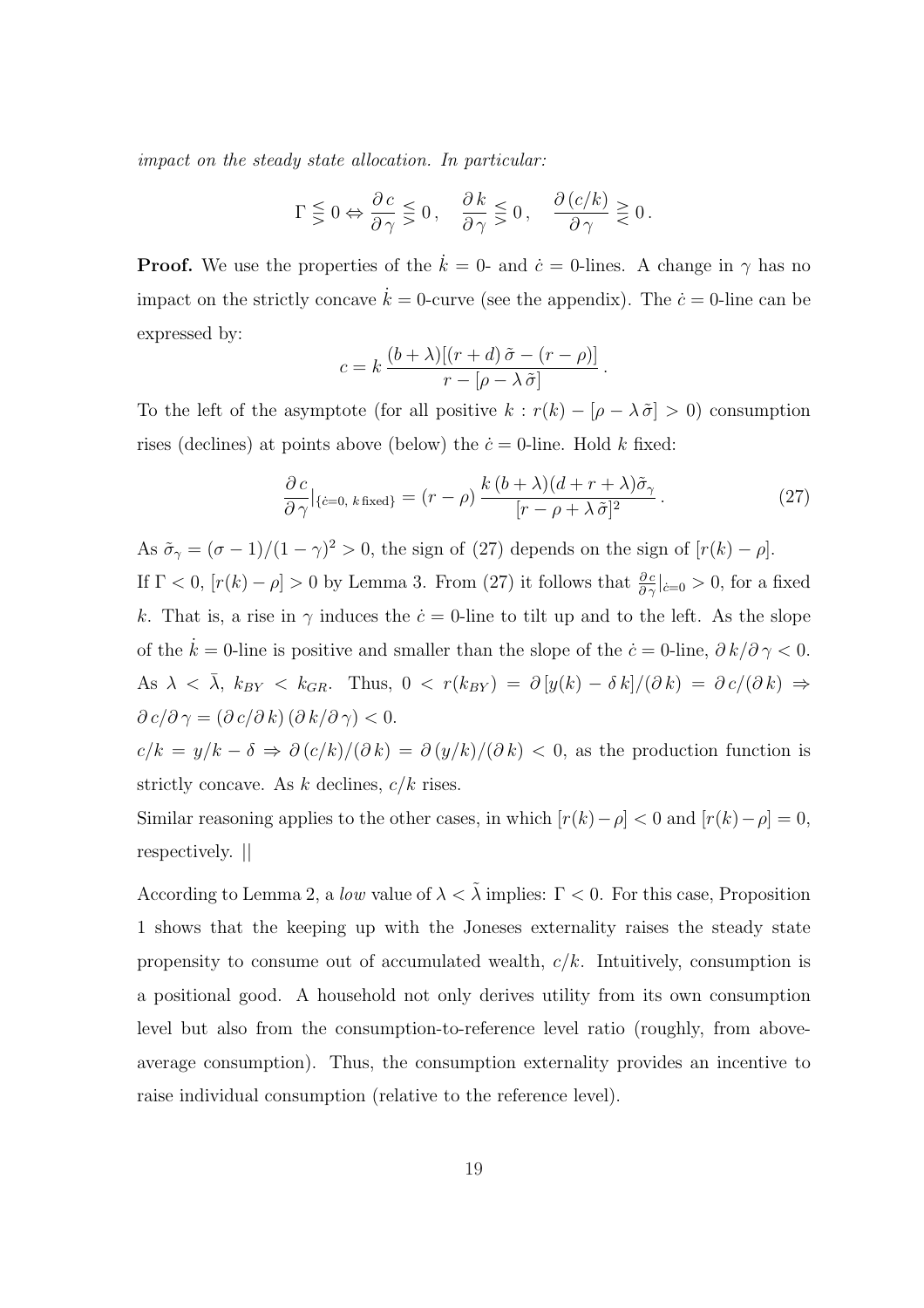*impact on the steady state allocation. In particular:*

$$\Gamma \lesseqgtr 0 \Leftrightarrow \frac{\partial c}{\partial \gamma} \lesseqgtr 0\,, \quad \frac{\partial k}{\partial \gamma} \lesseqgtr 0\,, \quad \frac{\partial (c/k)}{\partial \gamma} \gtreqless 0\,.$$

**Proof.** We use the properties of the $\dot{k} = 0$- and $\dot{c} = 0$-lines. A change in $\gamma$ has no impact on the strictly concave $\dot{k} = 0$-curve (see the appendix). The $\dot{c} = 0$-line can be expressed by:

$$c = k\,\frac{(b+\lambda)[(r+d)\,\tilde{\sigma} - (r-\rho)]}{r - [\rho - \lambda\,\tilde{\sigma}]}\,.$$

To the left of the asymptote (for all positive $k : r(k) - [\rho - \lambda\,\tilde{\sigma}] > 0$) consumption rises (declines) at points above (below) the $\dot{c} = 0$-line. Hold $k$ fixed:

$$\frac{\partial c}{\partial \gamma}\Big|_{\{\dot{c}=0,\; k\,\text{fixed}\}} = (r-\rho)\,\frac{k\,(b+\lambda)(d+r+\lambda)\tilde{\sigma}_{\gamma}}{[r-\rho+\lambda\,\tilde{\sigma}]^2}\,. \tag{27}$$

As $\tilde{\sigma}_{\gamma} = (\sigma-1)/(1-\gamma)^2 > 0$, the sign of (27) depends on the sign of $[r(k) - \rho]$.

If $\Gamma < 0$, $[r(k) - \rho] > 0$ by Lemma 3. From (27) it follows that $\frac{\partial c}{\partial \gamma}|_{\dot{c}=0} > 0$, for a fixed $k$. That is, a rise in $\gamma$ induces the $\dot{c} = 0$-line to tilt up and to the left. As the slope of the $\dot{k} = 0$-line is positive and smaller than the slope of the $\dot{c} = 0$-line, $\partial\,k/\partial\,\gamma < 0$. As $\lambda < \bar{\lambda}$, $k_{BY} < k_{GR}$. Thus, $0 < r(k_{BY}) = \partial\,[y(k) - \delta\,k]/(\partial\,k) = \partial\,c/(\partial\,k) \Rightarrow \partial\,c/\partial\,\gamma = (\partial\,c/\partial\,k)\,(\partial\,k/\partial\,\gamma) < 0$.

$c/k = y/k - \delta \Rightarrow \partial\,(c/k)/(\partial\,k) = \partial\,(y/k)/(\partial\,k) < 0$, as the production function is strictly concave. As $k$ declines, $c/k$ rises.

Similar reasoning applies to the other cases, in which $[r(k)-\rho] < 0$ and $[r(k)-\rho] = 0$, respectively. ||

According to Lemma 2, a *low* value of $\lambda < \tilde{\lambda}$ implies: $\Gamma < 0$. For this case, Proposition 1 shows that the keeping up with the Joneses externality raises the steady state propensity to consume out of accumulated wealth, $c/k$. Intuitively, consumption is a positional good. A household not only derives utility from its own consumption level but also from the consumption-to-reference level ratio (roughly, from above-average consumption). Thus, the consumption externality provides an incentive to raise individual consumption (relative to the reference level).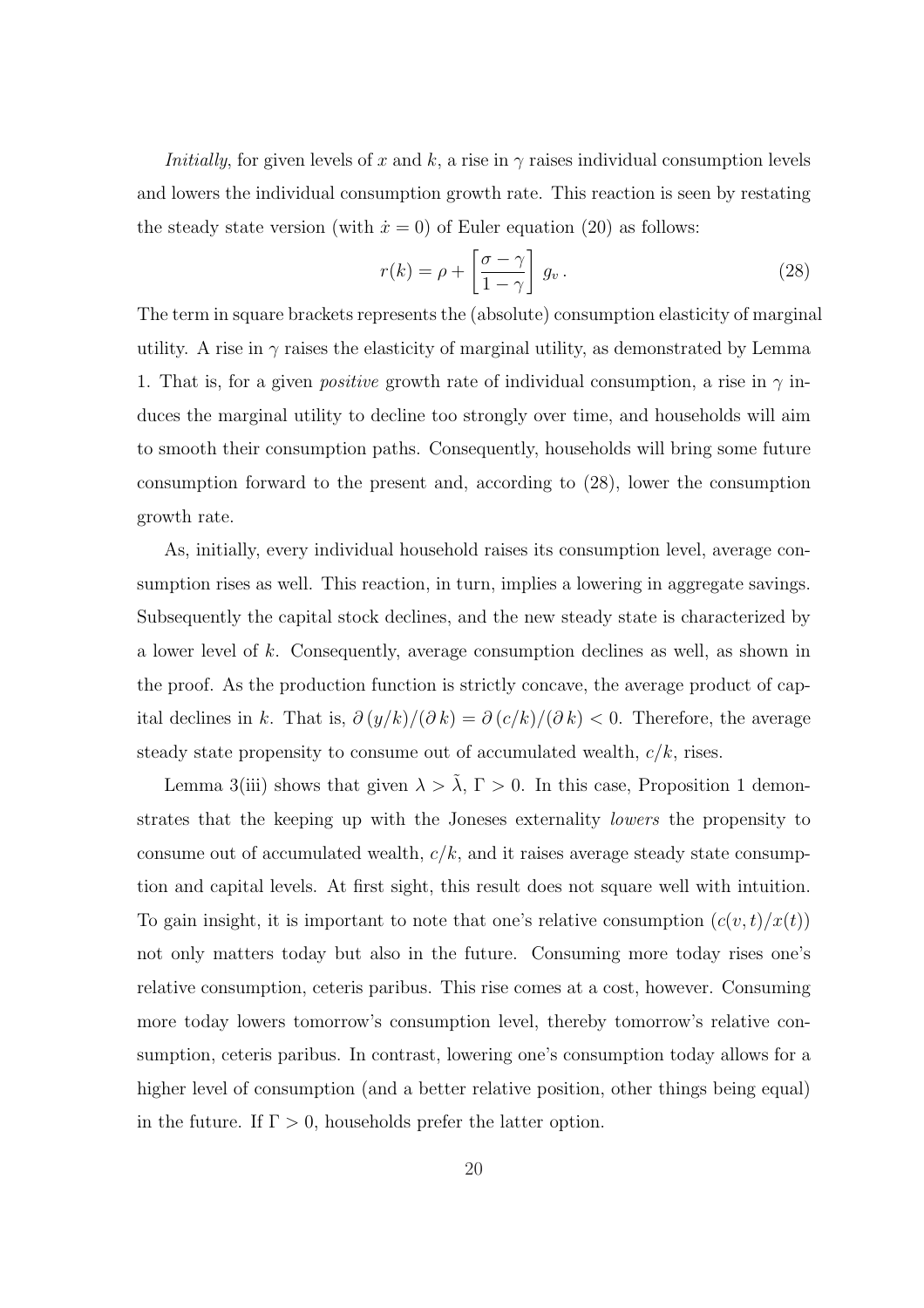*Initially*, for given levels of $x$ and $k$, a rise in $\gamma$ raises individual consumption levels and lowers the individual consumption growth rate. This reaction is seen by restating the steady state version (with $\dot{x} = 0$) of Euler equation (20) as follows:

$$r(k) = \rho + \left[\frac{\sigma - \gamma}{1 - \gamma}\right] g_v \,. \tag{28}$$

The term in square brackets represents the (absolute) consumption elasticity of marginal utility. A rise in $\gamma$ raises the elasticity of marginal utility, as demonstrated by Lemma 1. That is, for a given *positive* growth rate of individual consumption, a rise in $\gamma$ induces the marginal utility to decline too strongly over time, and households will aim to smooth their consumption paths. Consequently, households will bring some future consumption forward to the present and, according to (28), lower the consumption growth rate.

As, initially, every individual household raises its consumption level, average consumption rises as well. This reaction, in turn, implies a lowering in aggregate savings. Subsequently the capital stock declines, and the new steady state is characterized by a lower level of $k$. Consequently, average consumption declines as well, as shown in the proof. As the production function is strictly concave, the average product of capital declines in $k$. That is, $\partial\,(y/k)/(\partial\,k) = \partial\,(c/k)/(\partial\,k) < 0$. Therefore, the average steady state propensity to consume out of accumulated wealth, $c/k$, rises.

Lemma 3(iii) shows that given $\lambda > \tilde{\lambda}$, $\Gamma > 0$. In this case, Proposition 1 demonstrates that the keeping up with the Joneses externality *lowers* the propensity to consume out of accumulated wealth, $c/k$, and it raises average steady state consumption and capital levels. At first sight, this result does not square well with intuition. To gain insight, it is important to note that one's relative consumption $(c(v,t)/x(t))$ not only matters today but also in the future. Consuming more today rises one's relative consumption, ceteris paribus. This rise comes at a cost, however. Consuming more today lowers tomorrow's consumption level, thereby tomorrow's relative consumption, ceteris paribus. In contrast, lowering one's consumption today allows for a higher level of consumption (and a better relative position, other things being equal) in the future. If $\Gamma > 0$, households prefer the latter option.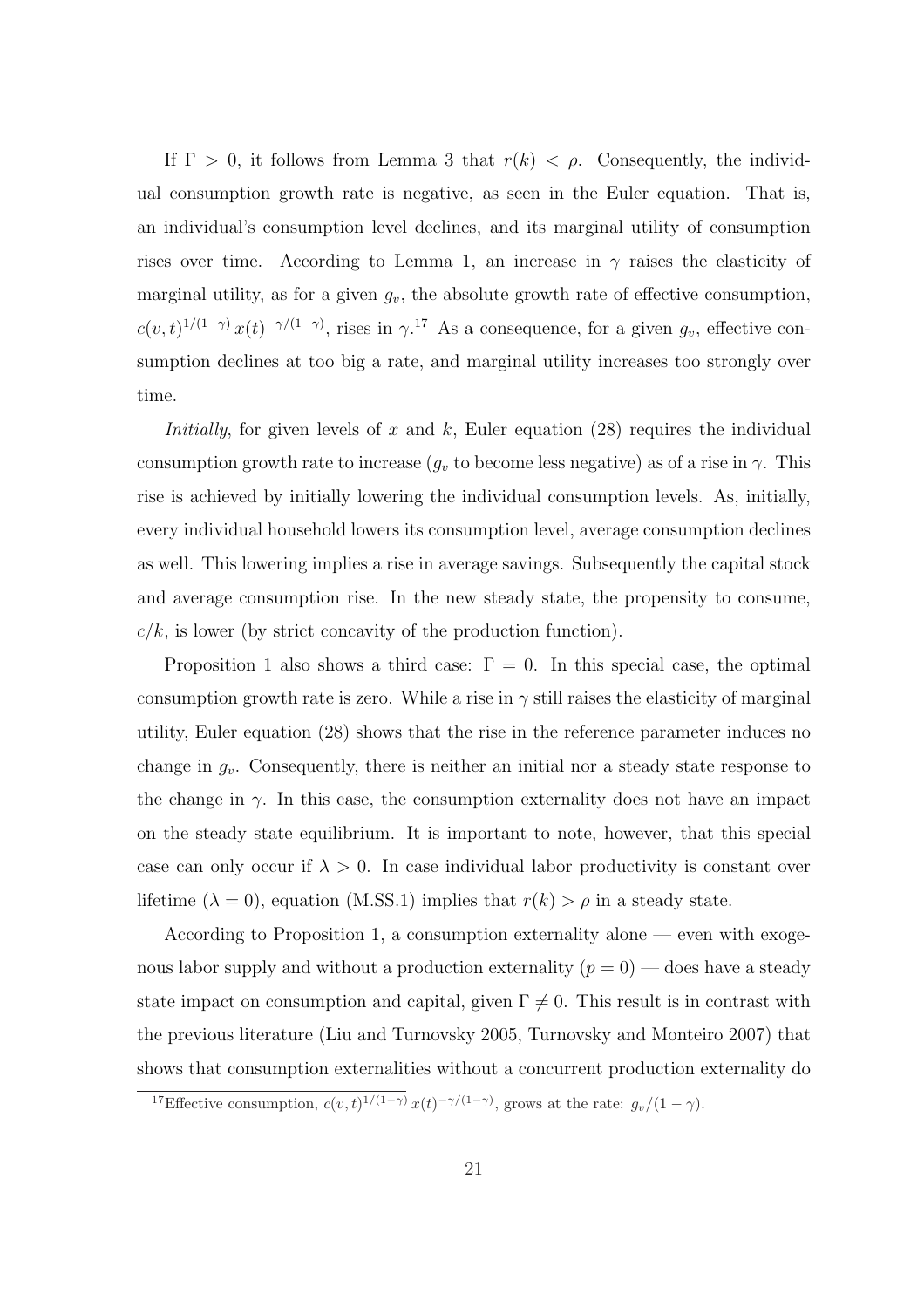If $\Gamma > 0$, it follows from Lemma 3 that $r(k) < \rho$. Consequently, the individual consumption growth rate is negative, as seen in the Euler equation. That is, an individual's consumption level declines, and its marginal utility of consumption rises over time. According to Lemma 1, an increase in $\gamma$ raises the elasticity of marginal utility, as for a given $g_v$, the absolute growth rate of effective consumption, $c(v,t)^{1/(1-\gamma)}\, x(t)^{-\gamma/(1-\gamma)}$, rises in $\gamma$.[17] As a consequence, for a given $g_v$, effective consumption declines at too big a rate, and marginal utility increases too strongly over time.

*Initially*, for given levels of $x$ and $k$, Euler equation (28) requires the individual consumption growth rate to increase ($g_v$ to become less negative) as of a rise in $\gamma$. This rise is achieved by initially lowering the individual consumption levels. As, initially, every individual household lowers its consumption level, average consumption declines as well. This lowering implies a rise in average savings. Subsequently the capital stock and average consumption rise. In the new steady state, the propensity to consume, $c/k$, is lower (by strict concavity of the production function).

Proposition 1 also shows a third case: $\Gamma = 0$. In this special case, the optimal consumption growth rate is zero. While a rise in $\gamma$ still raises the elasticity of marginal utility, Euler equation (28) shows that the rise in the reference parameter induces no change in $g_v$. Consequently, there is neither an initial nor a steady state response to the change in $\gamma$. In this case, the consumption externality does not have an impact on the steady state equilibrium. It is important to note, however, that this special case can only occur if $\lambda > 0$. In case individual labor productivity is constant over lifetime ($\lambda = 0$), equation (M.SS.1) implies that $r(k) > \rho$ in a steady state.

According to Proposition 1, a consumption externality alone — even with exogenous labor supply and without a production externality ($p = 0$) — does have a steady state impact on consumption and capital, given $\Gamma \neq 0$. This result is in contrast with the previous literature (Liu and Turnovsky 2005, Turnovsky and Monteiro 2007) that shows that consumption externalities without a concurrent production externality do

[17] Effective consumption, $c(v,t)^{1/(1-\gamma)}\, x(t)^{-\gamma/(1-\gamma)}$, grows at the rate: $g_v/(1-\gamma)$.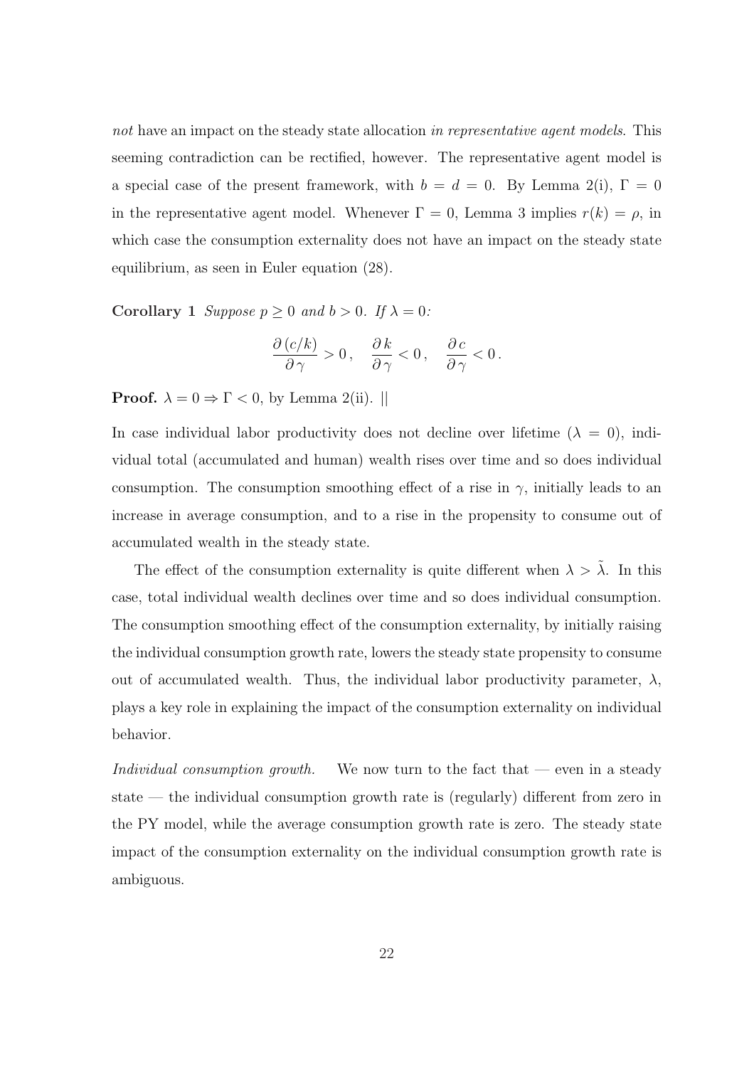*not* have an impact on the steady state allocation *in representative agent models*. This seeming contradiction can be rectified, however. The representative agent model is a special case of the present framework, with $b = d = 0$. By Lemma 2(i), $\Gamma = 0$ in the representative agent model. Whenever $\Gamma = 0$, Lemma 3 implies $r(k) = \rho$, in which case the consumption externality does not have an impact on the steady state equilibrium, as seen in Euler equation (28).

**Corollary 1** *Suppose $p \geq 0$ and $b > 0$. If $\lambda = 0$:*

$$\frac{\partial\,(c/k)}{\partial\,\gamma} > 0\,, \quad \frac{\partial\,k}{\partial\,\gamma} < 0\,, \quad \frac{\partial\,c}{\partial\,\gamma} < 0\,.$$

**Proof.** $\lambda = 0 \Rightarrow \Gamma < 0$, by Lemma 2(ii). ||

In case individual labor productivity does not decline over lifetime ($\lambda = 0$), individual total (accumulated and human) wealth rises over time and so does individual consumption. The consumption smoothing effect of a rise in $\gamma$, initially leads to an increase in average consumption, and to a rise in the propensity to consume out of accumulated wealth in the steady state.

The effect of the consumption externality is quite different when $\lambda > \tilde{\lambda}$. In this case, total individual wealth declines over time and so does individual consumption. The consumption smoothing effect of the consumption externality, by initially raising the individual consumption growth rate, lowers the steady state propensity to consume out of accumulated wealth. Thus, the individual labor productivity parameter, $\lambda$, plays a key role in explaining the impact of the consumption externality on individual behavior.

*Individual consumption growth.* We now turn to the fact that — even in a steady state — the individual consumption growth rate is (regularly) different from zero in the PY model, while the average consumption growth rate is zero. The steady state impact of the consumption externality on the individual consumption growth rate is ambiguous.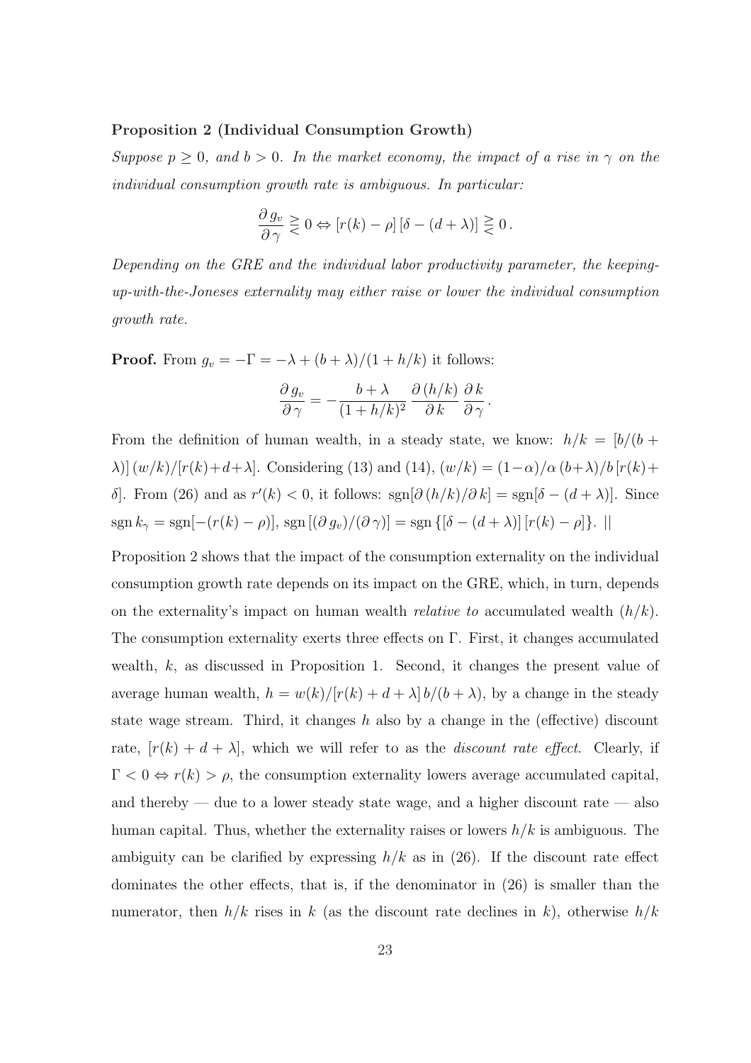**Proposition 2 (Individual Consumption Growth)**

*Suppose $p \geq 0$, and $b > 0$. In the market economy, the impact of a rise in $\gamma$ on the individual consumption growth rate is ambiguous. In particular:*

$$\frac{\partial g_v}{\partial \gamma} \gtreqless 0 \Leftrightarrow [r(k) - \rho]\,[\delta - (d + \lambda)] \gtreqless 0\,.$$

*Depending on the GRE and the individual labor productivity parameter, the keeping-up-with-the-Joneses externality may either raise or lower the individual consumption growth rate.*

**Proof.** From $g_v = -\Gamma = -\lambda + (b + \lambda)/(1 + h/k)$ it follows:

$$\frac{\partial g_v}{\partial \gamma} = -\frac{b + \lambda}{(1 + h/k)^2}\,\frac{\partial (h/k)}{\partial k}\,\frac{\partial k}{\partial \gamma}\,.$$

From the definition of human wealth, in a steady state, we know: $h/k = [b/(b + \lambda)]\,(w/k)/[r(k) + d + \lambda]$. Considering (13) and (14), $(w/k) = (1-\alpha)/\alpha\,(b+\lambda)/b\,[r(k) + \delta]$. From (26) and as $r'(k) < 0$, it follows: $\text{sgn}[\partial\,(h/k)/\partial\,k] = \text{sgn}[\delta - (d + \lambda)]$. Since $\text{sgn}\,k_\gamma = \text{sgn}[-(r(k) - \rho)]$, $\text{sgn}\,[(\partial\,g_v)/(\partial\,\gamma)] = \text{sgn}\,\{[\delta - (d + \lambda)]\,[r(k) - \rho]\}$. ||

Proposition 2 shows that the impact of the consumption externality on the individual consumption growth rate depends on its impact on the GRE, which, in turn, depends on the externality's impact on human wealth *relative to* accumulated wealth $(h/k)$. The consumption externality exerts three effects on $\Gamma$. First, it changes accumulated wealth, $k$, as discussed in Proposition 1. Second, it changes the present value of average human wealth, $h = w(k)/[r(k) + d + \lambda]\,b/(b + \lambda)$, by a change in the steady state wage stream. Third, it changes $h$ also by a change in the (effective) discount rate, $[r(k) + d + \lambda]$, which we will refer to as the *discount rate effect*. Clearly, if $\Gamma < 0 \Leftrightarrow r(k) > \rho$, the consumption externality lowers average accumulated capital, and thereby — due to a lower steady state wage, and a higher discount rate — also human capital. Thus, whether the externality raises or lowers $h/k$ is ambiguous. The ambiguity can be clarified by expressing $h/k$ as in (26). If the discount rate effect dominates the other effects, that is, if the denominator in (26) is smaller than the numerator, then $h/k$ rises in $k$ (as the discount rate declines in $k$), otherwise $h/k$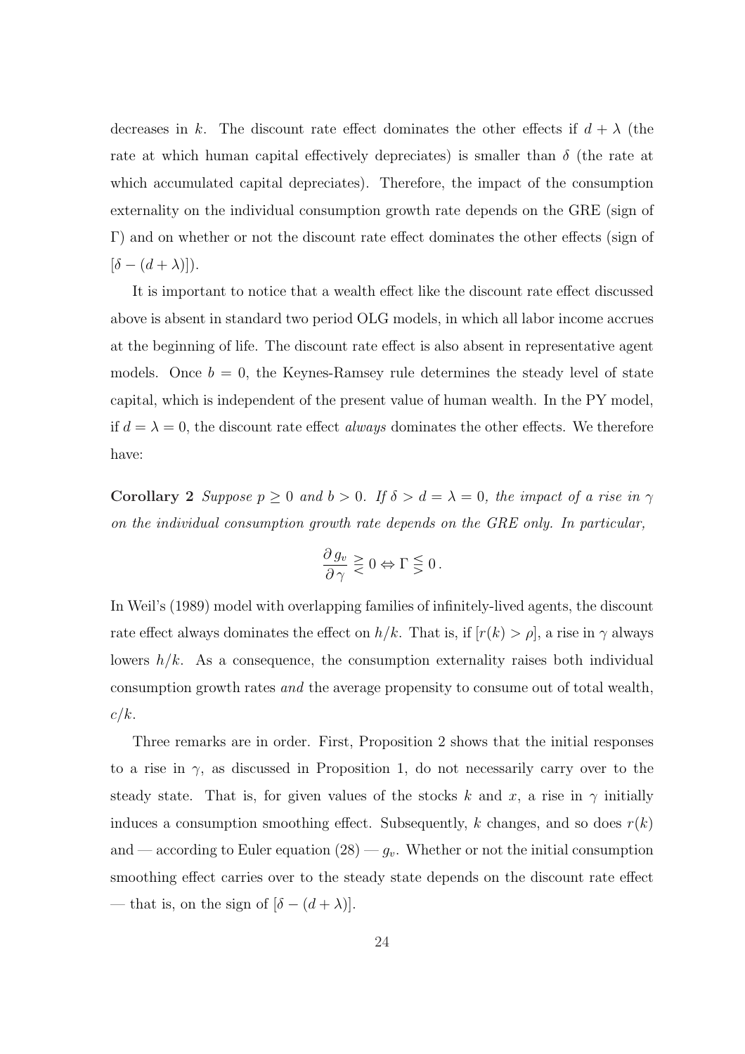decreases in $k$. The discount rate effect dominates the other effects if $d + \lambda$ (the rate at which human capital effectively depreciates) is smaller than $\delta$ (the rate at which accumulated capital depreciates). Therefore, the impact of the consumption externality on the individual consumption growth rate depends on the GRE (sign of $\Gamma$) and on whether or not the discount rate effect dominates the other effects (sign of $[\delta - (d + \lambda)]$).

It is important to notice that a wealth effect like the discount rate effect discussed above is absent in standard two period OLG models, in which all labor income accrues at the beginning of life. The discount rate effect is also absent in representative agent models. Once $b = 0$, the Keynes-Ramsey rule determines the steady level of state capital, which is independent of the present value of human wealth. In the PY model, if $d = \lambda = 0$, the discount rate effect *always* dominates the other effects. We therefore have:

**Corollary 2** *Suppose $p \geq 0$ and $b > 0$. If $\delta > d = \lambda = 0$, the impact of a rise in $\gamma$ on the individual consumption growth rate depends on the GRE only. In particular,*

$$\frac{\partial g_v}{\partial \gamma} \gtreqless 0 \Leftrightarrow \Gamma \lesseqgtr 0 \,.$$

In Weil's (1989) model with overlapping families of infinitely-lived agents, the discount rate effect always dominates the effect on $h/k$. That is, if $[r(k) > \rho]$, a rise in $\gamma$ always lowers $h/k$. As a consequence, the consumption externality raises both individual consumption growth rates *and* the average propensity to consume out of total wealth, $c/k$.

Three remarks are in order. First, Proposition 2 shows that the initial responses to a rise in $\gamma$, as discussed in Proposition 1, do not necessarily carry over to the steady state. That is, for given values of the stocks $k$ and $x$, a rise in $\gamma$ initially induces a consumption smoothing effect. Subsequently, $k$ changes, and so does $r(k)$ and — according to Euler equation (28) — $g_v$. Whether or not the initial consumption smoothing effect carries over to the steady state depends on the discount rate effect — that is, on the sign of $[\delta - (d + \lambda)]$.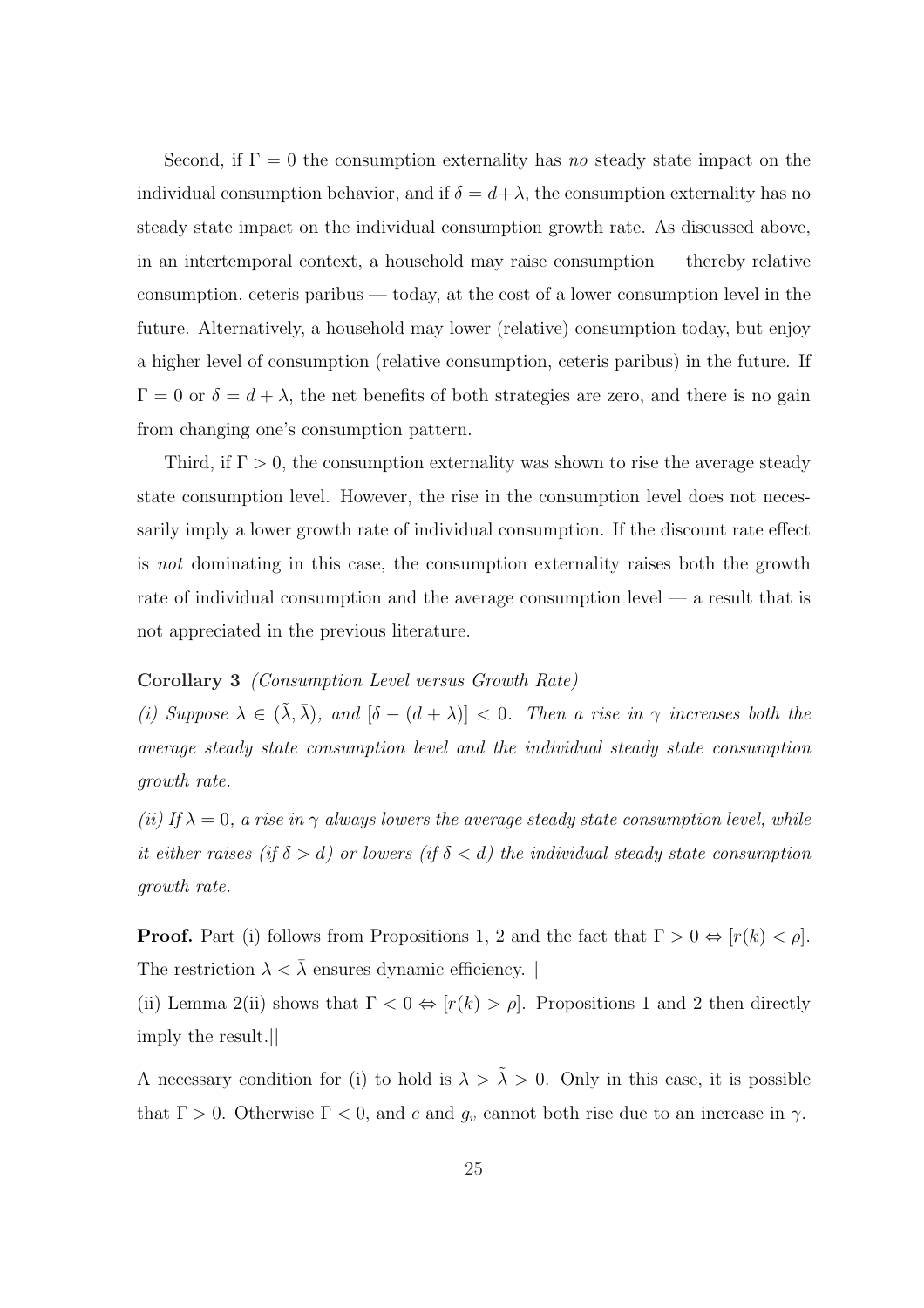Second, if $\Gamma = 0$ the consumption externality has *no* steady state impact on the individual consumption behavior, and if $\delta = d + \lambda$, the consumption externality has no steady state impact on the individual consumption growth rate. As discussed above, in an intertemporal context, a household may raise consumption — thereby relative consumption, ceteris paribus — today, at the cost of a lower consumption level in the future. Alternatively, a household may lower (relative) consumption today, but enjoy a higher level of consumption (relative consumption, ceteris paribus) in the future. If $\Gamma = 0$ or $\delta = d + \lambda$, the net benefits of both strategies are zero, and there is no gain from changing one's consumption pattern.

Third, if $\Gamma > 0$, the consumption externality was shown to rise the average steady state consumption level. However, the rise in the consumption level does not necessarily imply a lower growth rate of individual consumption. If the discount rate effect is *not* dominating in this case, the consumption externality raises both the growth rate of individual consumption and the average consumption level — a result that is not appreciated in the previous literature.

**Corollary 3** *(Consumption Level versus Growth Rate)*

*(i) Suppose $\lambda \in (\tilde{\lambda}, \bar{\lambda})$, and $[\delta - (d + \lambda)] < 0$. Then a rise in $\gamma$ increases both the average steady state consumption level and the individual steady state consumption growth rate.*

*(ii) If $\lambda = 0$, a rise in $\gamma$ always lowers the average steady state consumption level, while it either raises (if $\delta > d$) or lowers (if $\delta < d$) the individual steady state consumption growth rate.*

**Proof.** Part (i) follows from Propositions 1, 2 and the fact that $\Gamma > 0 \Leftrightarrow [r(k) < \rho]$. The restriction $\lambda < \bar{\lambda}$ ensures dynamic efficiency. |

(ii) Lemma 2(ii) shows that $\Gamma < 0 \Leftrightarrow [r(k) > \rho]$. Propositions 1 and 2 then directly imply the result.||

A necessary condition for (i) to hold is $\lambda > \tilde{\lambda} > 0$. Only in this case, it is possible that $\Gamma > 0$. Otherwise $\Gamma < 0$, and $c$ and $g_v$ cannot both rise due to an increase in $\gamma$.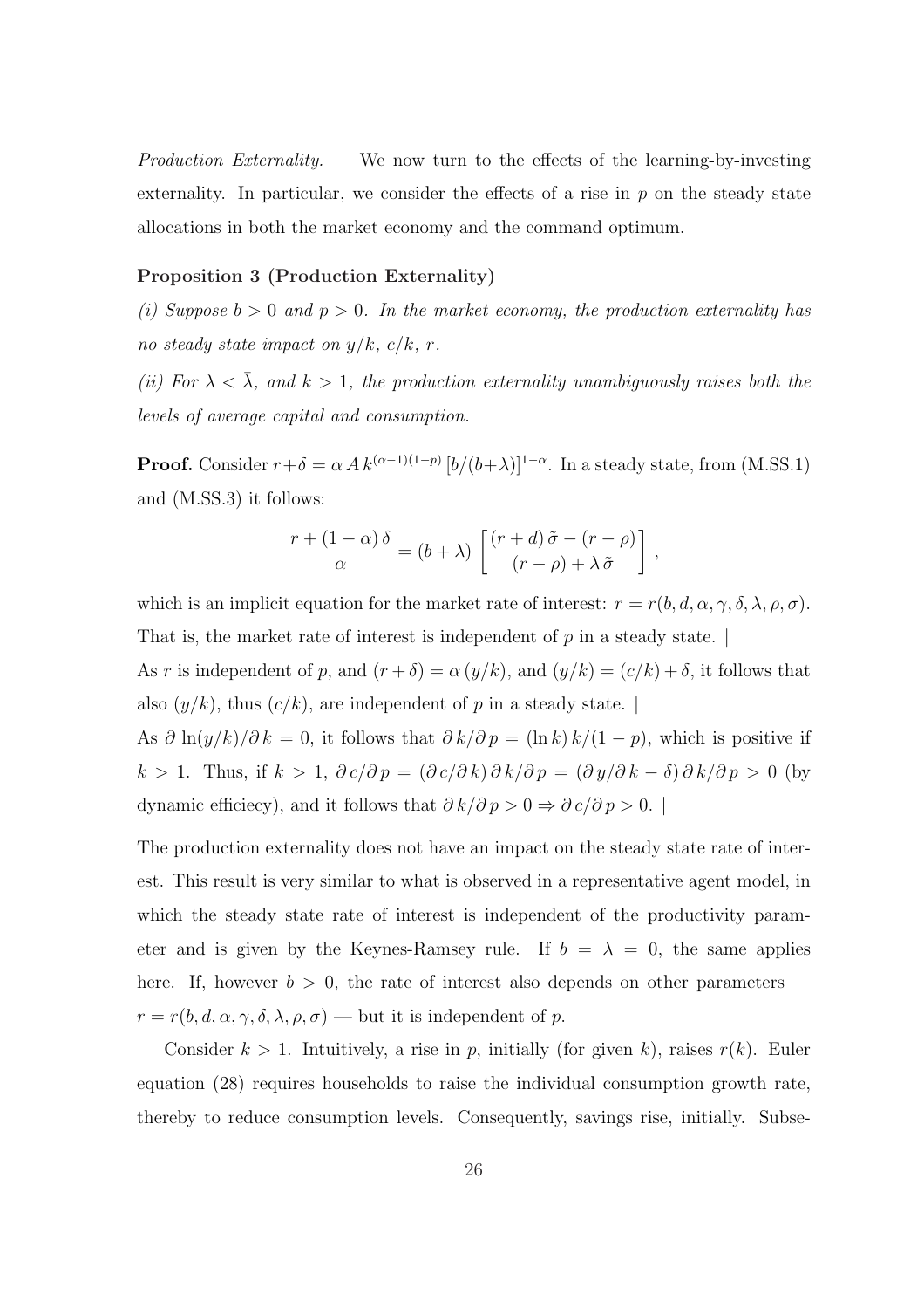*Production Externality.* We now turn to the effects of the learning-by-investing externality. In particular, we consider the effects of a rise in $p$ on the steady state allocations in both the market economy and the command optimum.

**Proposition 3 (Production Externality)**

*(i) Suppose $b > 0$ and $p > 0$. In the market economy, the production externality has no steady state impact on $y/k$, $c/k$, $r$.*

*(ii) For $\lambda < \bar{\lambda}$, and $k > 1$, the production externality unambiguously raises both the levels of average capital and consumption.*

**Proof.** Consider $r+\delta = \alpha\, A\, k^{(\alpha-1)(1-p)}\, [b/(b+\lambda)]^{1-\alpha}$. In a steady state, from (M.SS.1) and (M.SS.3) it follows:

$$\frac{r + (1-\alpha)\,\delta}{\alpha} = (b+\lambda)\, \left[ \frac{(r+d)\,\tilde{\sigma} - (r-\rho)}{(r-\rho) + \lambda\,\tilde{\sigma}} \right],$$

which is an implicit equation for the market rate of interest: $r = r(b, d, \alpha, \gamma, \delta, \lambda, \rho, \sigma)$. That is, the market rate of interest is independent of $p$ in a steady state. |

As $r$ is independent of $p$, and $(r+\delta) = \alpha\,(y/k)$, and $(y/k) = (c/k) + \delta$, it follows that also $(y/k)$, thus $(c/k)$, are independent of $p$ in a steady state. |

As $\partial \ln(y/k)/\partial\, k = 0$, it follows that $\partial\, k/\partial\, p = (\ln k)\, k/(1-p)$, which is positive if $k > 1$. Thus, if $k > 1$, $\partial\, c/\partial\, p = (\partial\, c/\partial\, k)\, \partial\, k/\partial\, p = (\partial\, y/\partial\, k - \delta)\, \partial\, k/\partial\, p > 0$ (by dynamic efficiecy), and it follows that $\partial\, k/\partial\, p > 0 \Rightarrow \partial\, c/\partial\, p > 0$. ||

The production externality does not have an impact on the steady state rate of interest. This result is very similar to what is observed in a representative agent model, in which the steady state rate of interest is independent of the productivity parameter and is given by the Keynes-Ramsey rule. If $b = \lambda = 0$, the same applies here. If, however $b > 0$, the rate of interest also depends on other parameters — $r = r(b, d, \alpha, \gamma, \delta, \lambda, \rho, \sigma)$ — but it is independent of $p$.

Consider $k > 1$. Intuitively, a rise in $p$, initially (for given $k$), raises $r(k)$. Euler equation (28) requires households to raise the individual consumption growth rate, thereby to reduce consumption levels. Consequently, savings rise, initially. Subse-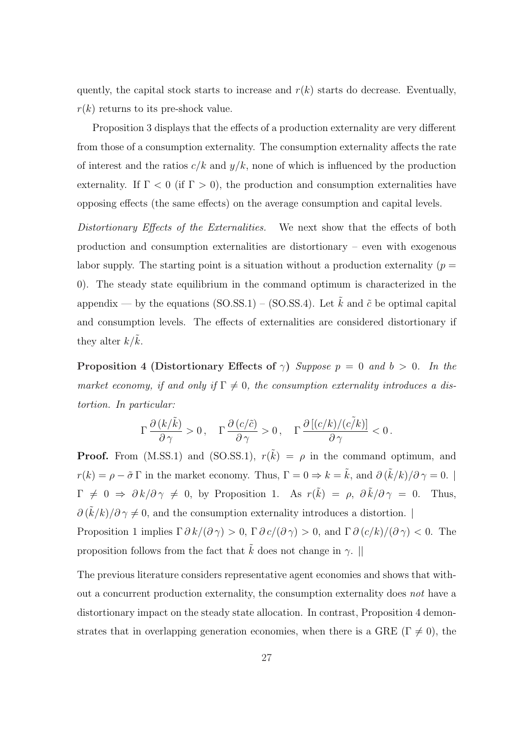quently, the capital stock starts to increase and $r(k)$ starts do decrease. Eventually, $r(k)$ returns to its pre-shock value.

Proposition 3 displays that the effects of a production externality are very different from those of a consumption externality. The consumption externality affects the rate of interest and the ratios $c/k$ and $y/k$, none of which is influenced by the production externality. If $\Gamma < 0$ (if $\Gamma > 0$), the production and consumption externalities have opposing effects (the same effects) on the average consumption and capital levels.

*Distortionary Effects of the Externalities.* We next show that the effects of both production and consumption externalities are distortionary – even with exogenous labor supply. The starting point is a situation without a production externality ($p = 0$). The steady state equilibrium in the command optimum is characterized in the appendix — by the equations (SO.SS.1) – (SO.SS.4). Let $\tilde{k}$ and $\tilde{c}$ be optimal capital and consumption levels. The effects of externalities are considered distortionary if they alter $k/\tilde{k}$.

**Proposition 4 (Distortionary Effects of $\gamma$)** *Suppose $p = 0$ and $b > 0$. In the market economy, if and only if $\Gamma \neq 0$, the consumption externality introduces a distortion. In particular:*

$$\Gamma \frac{\partial\,(k/\tilde{k})}{\partial\,\gamma} > 0\,, \quad \Gamma \frac{\partial\,(c/\tilde{c})}{\partial\,\gamma} > 0\,, \quad \Gamma \frac{\partial\,[(c/k)/(\widetilde{c/k})]}{\partial\,\gamma} < 0\,.$$

**Proof.** From (M.SS.1) and (SO.SS.1), $r(\tilde{k}) = \rho$ in the command optimum, and $r(k) = \rho - \tilde{\sigma}\,\Gamma$ in the market economy. Thus, $\Gamma = 0 \Rightarrow k = \tilde{k}$, and $\partial\,(\tilde{k}/k)/\partial\,\gamma = 0$. | $\Gamma \neq 0 \Rightarrow \partial\,k/\partial\,\gamma \neq 0$, by Proposition 1. As $r(\tilde{k}) = \rho$, $\partial\,\tilde{k}/\partial\,\gamma = 0$. Thus, $\partial\,(\tilde{k}/k)/\partial\,\gamma \neq 0$, and the consumption externality introduces a distortion. |
Proposition 1 implies $\Gamma\,\partial\,k/(\partial\,\gamma) > 0$, $\Gamma\,\partial\,c/(\partial\,\gamma) > 0$, and $\Gamma\,\partial\,(c/k)/(\partial\,\gamma) < 0$. The proposition follows from the fact that $\tilde{k}$ does not change in $\gamma$. ||

The previous literature considers representative agent economies and shows that without a concurrent production externality, the consumption externality does *not* have a distortionary impact on the steady state allocation. In contrast, Proposition 4 demonstrates that in overlapping generation economies, when there is a GRE ($\Gamma \neq 0$), the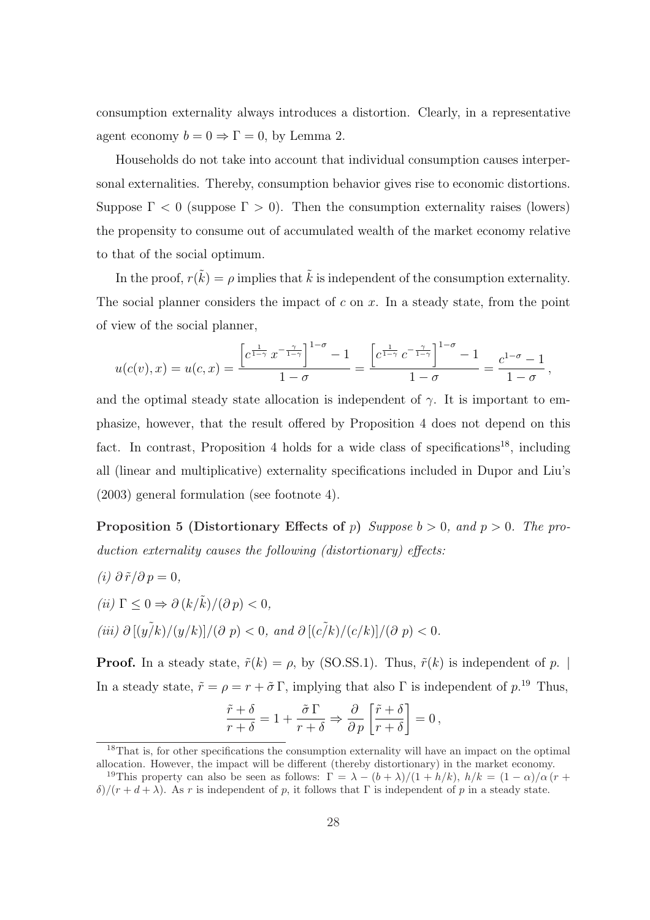consumption externality always introduces a distortion. Clearly, in a representative agent economy $b = 0 \Rightarrow \Gamma = 0$, by Lemma 2.

Households do not take into account that individual consumption causes interpersonal externalities. Thereby, consumption behavior gives rise to economic distortions. Suppose $\Gamma < 0$ (suppose $\Gamma > 0$). Then the consumption externality raises (lowers) the propensity to consume out of accumulated wealth of the market economy relative to that of the social optimum.

In the proof, $r(\tilde{k}) = \rho$ implies that $\tilde{k}$ is independent of the consumption externality. The social planner considers the impact of $c$ on $x$. In a steady state, from the point of view of the social planner,

$$u(c(v), x) = u(c, x) = \frac{\left[c^{\frac{1}{1-\gamma}}\, x^{-\frac{\gamma}{1-\gamma}}\right]^{1-\sigma} - 1}{1-\sigma} = \frac{\left[c^{\frac{1}{1-\gamma}}\, c^{-\frac{\gamma}{1-\gamma}}\right]^{1-\sigma} - 1}{1-\sigma} = \frac{c^{1-\sigma} - 1}{1-\sigma}\,,$$

and the optimal steady state allocation is independent of $\gamma$. It is important to emphasize, however, that the result offered by Proposition 4 does not depend on this fact. In contrast, Proposition 4 holds for a wide class of specifications[18], including all (linear and multiplicative) externality specifications included in Dupor and Liu's (2003) general formulation (see footnote 4).

**Proposition 5 (Distortionary Effects of** $p$**)** *Suppose $b > 0$, and $p > 0$. The production externality causes the following (distortionary) effects:*

*(i)* $\partial\, \tilde{r} / \partial\, p = 0$,

*(ii)* $\Gamma \leq 0 \Rightarrow \partial\, (k/\tilde{k})/(\partial\, p) < 0$,

*(iii)* $\partial\, [(\tilde{y/k})/(y/k)]/(\partial\ p) < 0$*, and* $\partial\, [(\tilde{c/k})/(c/k)]/(\partial\ p) < 0$.

**Proof.** In a steady state, $\tilde{r}(k) = \rho$, by (SO.SS.1). Thus, $\tilde{r}(k)$ is independent of $p$. | In a steady state, $\tilde{r} = \rho = r + \tilde{\sigma}\,\Gamma$, implying that also $\Gamma$ is independent of $p$.[19] Thus,

$$\frac{\tilde{r} + \delta}{r + \delta} = 1 + \frac{\tilde{\sigma}\,\Gamma}{r + \delta} \Rightarrow \frac{\partial}{\partial\, p}\left[\frac{\tilde{r} + \delta}{r + \delta}\right] = 0\,,$$

---

[18] That is, for other specifications the consumption externality will have an impact on the optimal allocation. However, the impact will be different (thereby distortionary) in the market economy.

[19] This property can also be seen as follows: $\Gamma = \lambda - (b + \lambda)/(1 + h/k)$, $h/k = (1-\alpha)/\alpha\,(r + \delta)/(r + d + \lambda)$. As $r$ is independent of $p$, it follows that $\Gamma$ is independent of $p$ in a steady state.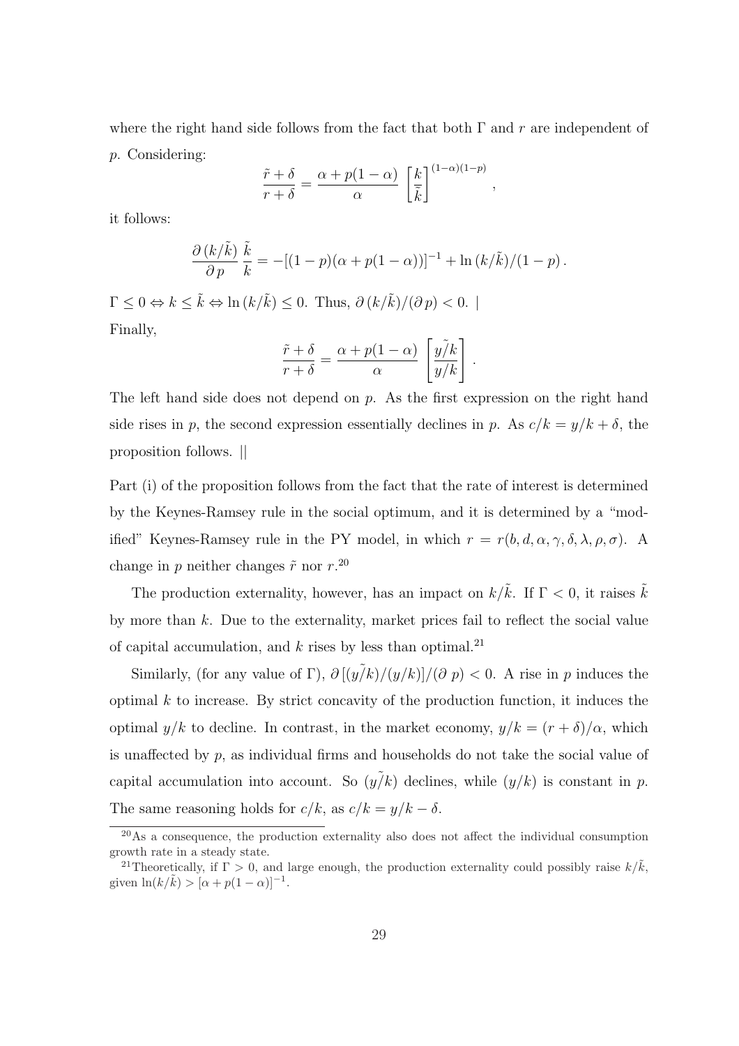where the right hand side follows from the fact that both $\Gamma$ and $r$ are independent of $p$. Considering:

$$\frac{\tilde{r}+\delta}{r+\delta} = \frac{\alpha + p(1-\alpha)}{\alpha} \left[\frac{k}{\tilde{k}}\right]^{(1-\alpha)(1-p)} ,$$

it follows:

$$\frac{\partial\,(k/\tilde{k})}{\partial\, p}\,\frac{\tilde{k}}{k} = -[(1-p)(\alpha + p(1-\alpha))]^{-1} + \ln(k/\tilde{k})/(1-p)\,.$$

$\Gamma \leq 0 \Leftrightarrow k \leq \tilde{k} \Leftrightarrow \ln(k/\tilde{k}) \leq 0$. Thus, $\partial\,(k/\tilde{k})/(\partial\, p) < 0$. |

Finally,

$$\frac{\tilde{r}+\delta}{r+\delta} = \frac{\alpha + p(1-\alpha)}{\alpha} \left[\frac{\widetilde{y/k}}{y/k}\right] .$$

The left hand side does not depend on $p$. As the first expression on the right hand side rises in $p$, the second expression essentially declines in $p$. As $c/k = y/k + \delta$, the proposition follows. ||

Part (i) of the proposition follows from the fact that the rate of interest is determined by the Keynes-Ramsey rule in the social optimum, and it is determined by a "modified" Keynes-Ramsey rule in the PY model, in which $r = r(b, d, \alpha, \gamma, \delta, \lambda, \rho, \sigma)$. A change in $p$ neither changes $\tilde{r}$ nor $r$.[20]

The production externality, however, has an impact on $k/\tilde{k}$. If $\Gamma < 0$, it raises $\tilde{k}$ by more than $k$. Due to the externality, market prices fail to reflect the social value of capital accumulation, and $k$ rises by less than optimal.[21]

Similarly, (for any value of $\Gamma$), $\partial\,[(\widetilde{y/k})/(y/k)]/(\partial\; p) < 0$. A rise in $p$ induces the optimal $k$ to increase. By strict concavity of the production function, it induces the optimal $y/k$ to decline. In contrast, in the market economy, $y/k = (r+\delta)/\alpha$, which is unaffected by $p$, as individual firms and households do not take the social value of capital accumulation into account. So $(\widetilde{y/k})$ declines, while $(y/k)$ is constant in $p$. The same reasoning holds for $c/k$, as $c/k = y/k - \delta$.

[20] As a consequence, the production externality also does not affect the individual consumption growth rate in a steady state.

[21] Theoretically, if $\Gamma > 0$, and large enough, the production externality could possibly raise $k/\tilde{k}$, given $\ln(k/\tilde{k}) > [\alpha + p(1-\alpha)]^{-1}$.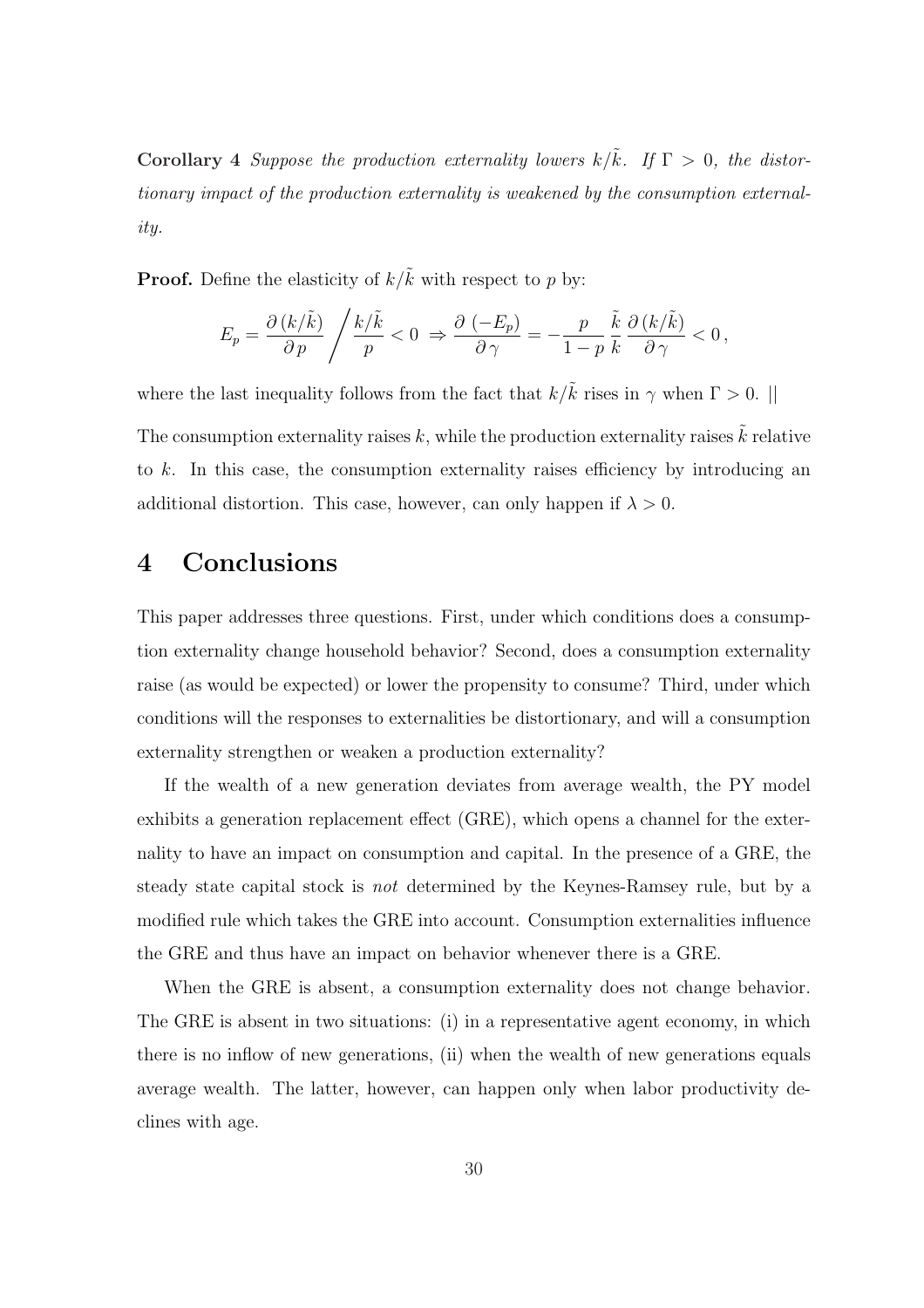**Corollary 4** *Suppose the production externality lowers $k/\tilde{k}$. If $\Gamma > 0$, the distortionary impact of the production externality is weakened by the consumption externality.*

**Proof.** Define the elasticity of $k/\tilde{k}$ with respect to $p$ by:

$$E_p = \frac{\partial\,(k/\tilde{k})}{\partial\,p} \bigg/ \frac{k/\tilde{k}}{p} < 0 \;\Rightarrow\; \frac{\partial\,(-E_p)}{\partial\,\gamma} = -\frac{p}{1-p}\,\frac{\tilde{k}}{k}\,\frac{\partial\,(k/\tilde{k})}{\partial\,\gamma} < 0\,,$$

where the last inequality follows from the fact that $k/\tilde{k}$ rises in $\gamma$ when $\Gamma > 0$. ||

The consumption externality raises $k$, while the production externality raises $\tilde{k}$ relative to $k$. In this case, the consumption externality raises efficiency by introducing an additional distortion. This case, however, can only happen if $\lambda > 0$.

# 4 Conclusions

This paper addresses three questions. First, under which conditions does a consumption externality change household behavior? Second, does a consumption externality raise (as would be expected) or lower the propensity to consume? Third, under which conditions will the responses to externalities be distortionary, and will a consumption externality strengthen or weaken a production externality?

If the wealth of a new generation deviates from average wealth, the PY model exhibits a generation replacement effect (GRE), which opens a channel for the externality to have an impact on consumption and capital. In the presence of a GRE, the steady state capital stock is *not* determined by the Keynes-Ramsey rule, but by a modified rule which takes the GRE into account. Consumption externalities influence the GRE and thus have an impact on behavior whenever there is a GRE.

When the GRE is absent, a consumption externality does not change behavior. The GRE is absent in two situations: (i) in a representative agent economy, in which there is no inflow of new generations, (ii) when the wealth of new generations equals average wealth. The latter, however, can happen only when labor productivity declines with age.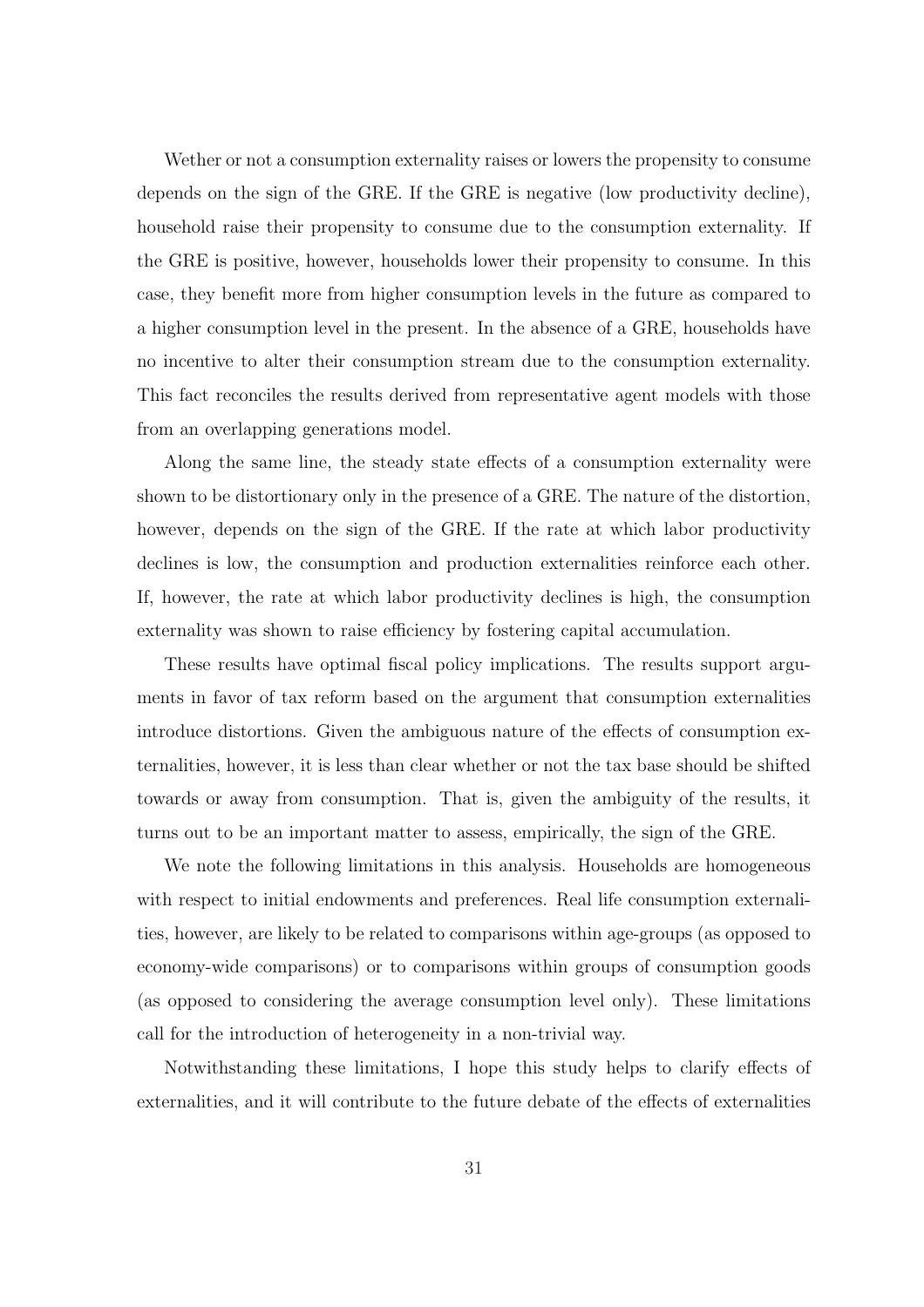Wether or not a consumption externality raises or lowers the propensity to consume depends on the sign of the GRE. If the GRE is negative (low productivity decline), household raise their propensity to consume due to the consumption externality. If the GRE is positive, however, households lower their propensity to consume. In this case, they benefit more from higher consumption levels in the future as compared to a higher consumption level in the present. In the absence of a GRE, households have no incentive to alter their consumption stream due to the consumption externality. This fact reconciles the results derived from representative agent models with those from an overlapping generations model.

Along the same line, the steady state effects of a consumption externality were shown to be distortionary only in the presence of a GRE. The nature of the distortion, however, depends on the sign of the GRE. If the rate at which labor productivity declines is low, the consumption and production externalities reinforce each other. If, however, the rate at which labor productivity declines is high, the consumption externality was shown to raise efficiency by fostering capital accumulation.

These results have optimal fiscal policy implications. The results support arguments in favor of tax reform based on the argument that consumption externalities introduce distortions. Given the ambiguous nature of the effects of consumption externalities, however, it is less than clear whether or not the tax base should be shifted towards or away from consumption. That is, given the ambiguity of the results, it turns out to be an important matter to assess, empirically, the sign of the GRE.

We note the following limitations in this analysis. Households are homogeneous with respect to initial endowments and preferences. Real life consumption externalities, however, are likely to be related to comparisons within age-groups (as opposed to economy-wide comparisons) or to comparisons within groups of consumption goods (as opposed to considering the average consumption level only). These limitations call for the introduction of heterogeneity in a non-trivial way.

Notwithstanding these limitations, I hope this study helps to clarify effects of externalities, and it will contribute to the future debate of the effects of externalities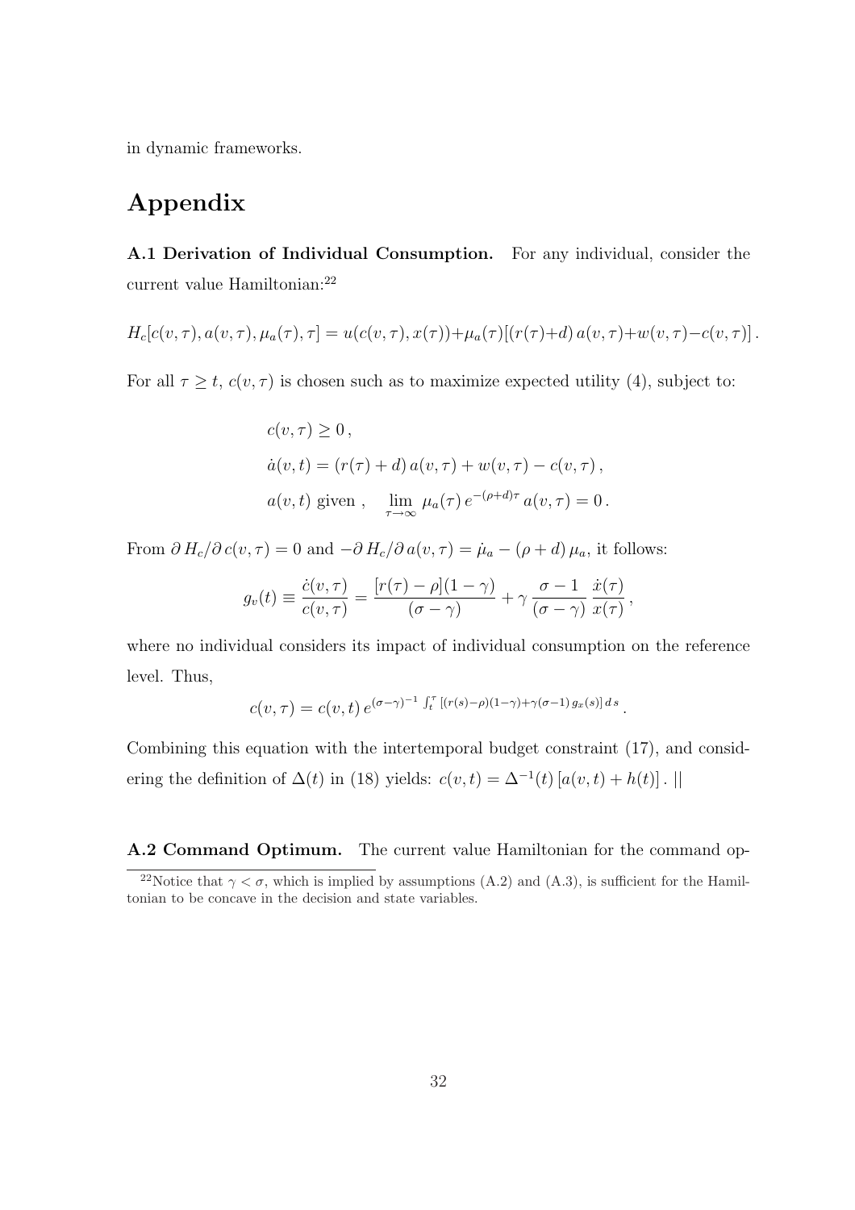in dynamic frameworks.

# Appendix

**A.1 Derivation of Individual Consumption.** For any individual, consider the current value Hamiltonian:[22]

$$H_c[c(v,\tau), a(v,\tau), \mu_a(\tau), \tau] = u(c(v,\tau), x(\tau)) + \mu_a(\tau)[(r(\tau)+d)\, a(v,\tau) + w(v,\tau) - c(v,\tau)]\,.$$

For all $\tau \geq t$, $c(v,\tau)$ is chosen such as to maximize expected utility (4), subject to:

$$\begin{aligned}
&c(v,\tau) \geq 0\,,\\
&\dot{a}(v,t) = (r(\tau)+d)\, a(v,\tau) + w(v,\tau) - c(v,\tau)\,,\\
&a(v,t) \text{ given}\,, \quad \lim_{\tau\to\infty} \mu_a(\tau)\, e^{-(\rho+d)\tau}\, a(v,\tau) = 0\,.
\end{aligned}$$

From $\partial H_c / \partial c(v,\tau) = 0$ and $-\partial H_c / \partial a(v,\tau) = \dot{\mu}_a - (\rho + d)\, \mu_a$, it follows:

$$g_v(t) \equiv \frac{\dot{c}(v,\tau)}{c(v,\tau)} = \frac{[r(\tau)-\rho](1-\gamma)}{(\sigma-\gamma)} + \gamma\, \frac{\sigma-1}{(\sigma-\gamma)}\, \frac{\dot{x}(\tau)}{x(\tau)}\,,$$

where no individual considers its impact of individual consumption on the reference level. Thus,

$$c(v,\tau) = c(v,t)\, e^{(\sigma-\gamma)^{-1} \int_t^\tau [(r(s)-\rho)(1-\gamma)+\gamma(\sigma-1)\, g_x(s)]\, ds}\,.$$

Combining this equation with the intertemporal budget constraint (17), and considering the definition of $\Delta(t)$ in (18) yields: $c(v,t) = \Delta^{-1}(t)\,[a(v,t) + h(t)]\,.$ ||

**A.2 Command Optimum.** The current value Hamiltonian for the command op-

[22]Notice that $\gamma < \sigma$, which is implied by assumptions (A.2) and (A.3), is sufficient for the Hamiltonian to be concave in the decision and state variables.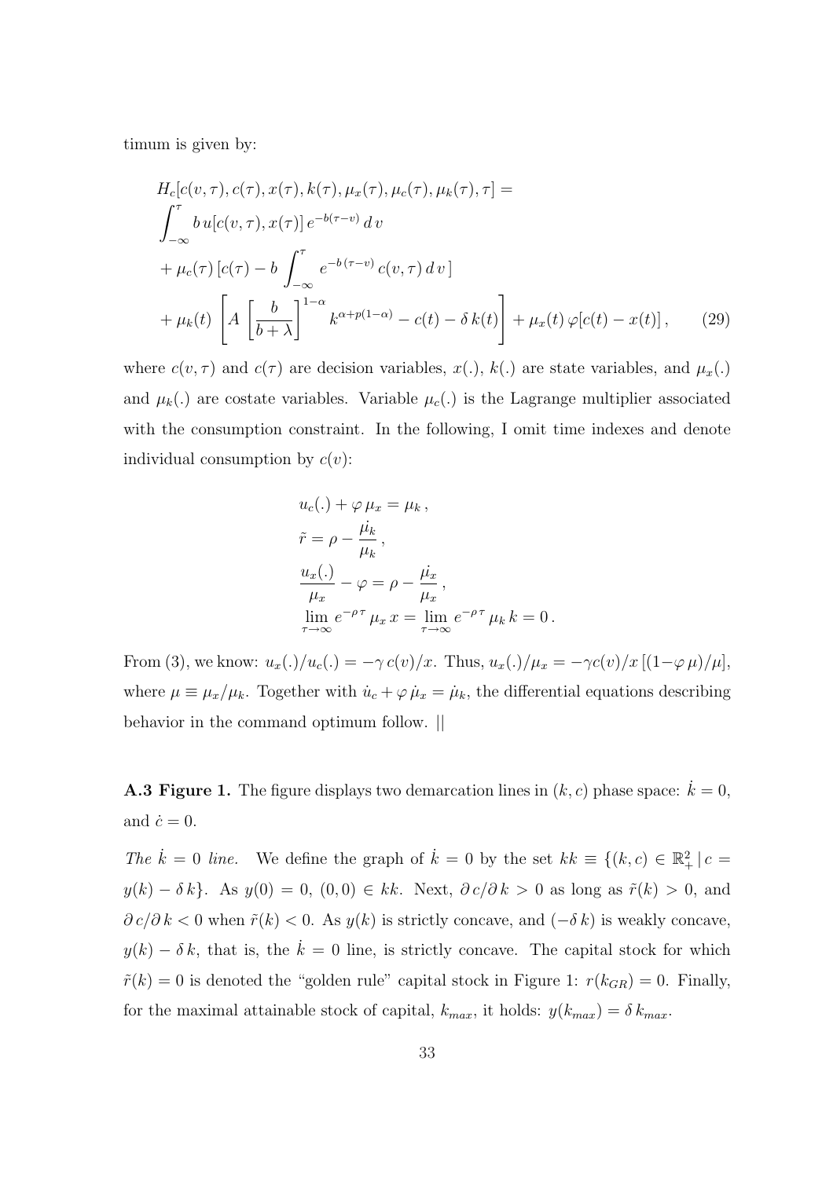timum is given by:

$$
\begin{aligned}
& H_c[c(v,\tau), c(\tau), x(\tau), k(\tau), \mu_x(\tau), \mu_c(\tau), \mu_k(\tau), \tau] = \\
& \int_{-\infty}^{\tau} b\, u[c(v,\tau), x(\tau)]\, e^{-b(\tau - v)}\, d\, v \\
& + \mu_c(\tau)\, [c(\tau) - b \int_{-\infty}^{\tau} e^{-b\,(\tau - v)}\, c(v,\tau)\, d\, v\,] \\
& + \mu_k(t) \left[ A \left[ \frac{b}{b+\lambda} \right]^{1-\alpha} k^{\alpha + p(1-\alpha)} - c(t) - \delta\, k(t) \right] + \mu_x(t)\, \varphi[c(t) - x(t)]\,, \qquad (29)
\end{aligned}
$$

where $c(v,\tau)$ and $c(\tau)$ are decision variables, $x(.)$, $k(.)$ are state variables, and $\mu_x(.)$ and $\mu_k(.)$ are costate variables. Variable $\mu_c(.)$ is the Lagrange multiplier associated with the consumption constraint. In the following, I omit time indexes and denote individual consumption by $c(v)$:

$$
\begin{aligned}
& u_c(.) + \varphi\, \mu_x = \mu_k\,, \\
& \tilde{r} = \rho - \frac{\dot{\mu_k}}{\mu_k}\,, \\
& \frac{u_x(.)}{\mu_x} - \varphi = \rho - \frac{\dot{\mu_x}}{\mu_x}\,, \\
& \lim_{\tau \to \infty} e^{-\rho\,\tau}\, \mu_x\, x = \lim_{\tau \to \infty} e^{-\rho\,\tau}\, \mu_k\, k = 0\,.
\end{aligned}
$$

From (3), we know: $u_x(.)/u_c(.) = -\gamma\, c(v)/x$. Thus, $u_x(.)/\mu_x = -\gamma c(v)/x\, [(1-\varphi\, \mu)/\mu]$, where $\mu \equiv \mu_x/\mu_k$. Together with $\dot{u}_c + \varphi\, \dot{\mu}_x = \dot{\mu}_k$, the differential equations describing behavior in the command optimum follow. ||

**A.3 Figure 1.** The figure displays two demarcation lines in $(k, c)$ phase space: $\dot{k} = 0$, and $\dot{c} = 0$.

*The $\dot{k} = 0$ line.* We define the graph of $\dot{k} = 0$ by the set $kk \equiv \{(k, c) \in \mathbb{R}^2_+ \,|\, c = y(k) - \delta\, k\}$. As $y(0) = 0$, $(0, 0) \in kk$. Next, $\partial\, c/\partial\, k > 0$ as long as $\tilde{r}(k) > 0$, and $\partial\, c/\partial\, k < 0$ when $\tilde{r}(k) < 0$. As $y(k)$ is strictly concave, and $(-\delta\, k)$ is weakly concave, $y(k) - \delta\, k$, that is, the $\dot{k} = 0$ line, is strictly concave. The capital stock for which $\tilde{r}(k) = 0$ is denoted the "golden rule" capital stock in Figure 1: $r(k_{GR}) = 0$. Finally, for the maximal attainable stock of capital, $k_{max}$, it holds: $y(k_{max}) = \delta\, k_{max}$.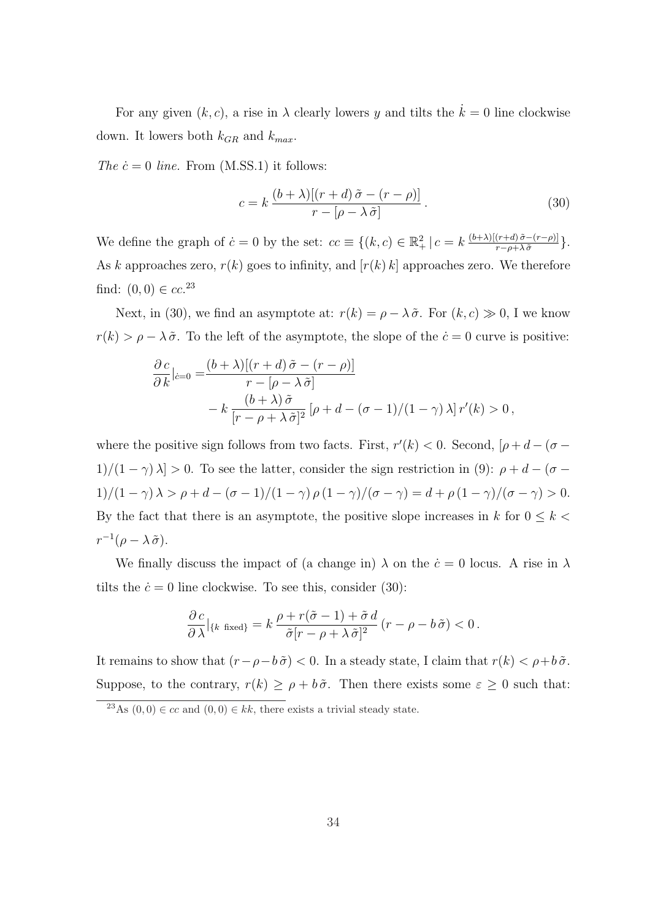For any given $(k, c)$, a rise in $\lambda$ clearly lowers $y$ and tilts the $\dot{k} = 0$ line clockwise down. It lowers both $k_{GR}$ and $k_{max}$.

*The $\dot{c} = 0$ line.* From (M.SS.1) it follows:

$$c = k \, \frac{(b + \lambda)[(r + d)\, \tilde{\sigma} - (r - \rho)]}{r - [\rho - \lambda\, \tilde{\sigma}]} \,. \tag{30}$$

We define the graph of $\dot{c} = 0$ by the set: $cc \equiv \{(k, c) \in \mathbb{R}^2_+ \mid c = k \, \frac{(b+\lambda)[(r+d)\, \tilde{\sigma} - (r - \rho)]}{r - \rho + \lambda\, \tilde{\sigma}}\}$. As $k$ approaches zero, $r(k)$ goes to infinity, and $[r(k)\, k]$ approaches zero. We therefore find: $(0, 0) \in cc$.[23]

Next, in (30), we find an asymptote at: $r(k) = \rho - \lambda\, \tilde{\sigma}$. For $(k, c) \gg 0$, I we know $r(k) > \rho - \lambda\, \tilde{\sigma}$. To the left of the asymptote, the slope of the $\dot{c} = 0$ curve is positive:

$$\begin{aligned}\frac{\partial\, c}{\partial\, k}|_{\dot{c}=0} =& \frac{(b + \lambda)[(r + d)\, \tilde{\sigma} - (r - \rho)]}{r - [\rho - \lambda\, \tilde{\sigma}]} \\ & - k \, \frac{(b + \lambda)\, \tilde{\sigma}}{[r - \rho + \lambda\, \tilde{\sigma}]^2} \, [\rho + d - (\sigma - 1)/(1 - \gamma)\, \lambda]\, r'(k) > 0 \,,\end{aligned}$$

where the positive sign follows from two facts. First, $r'(k) < 0$. Second, $[\rho + d - (\sigma - 1)/(1 - \gamma)\, \lambda] > 0$. To see the latter, consider the sign restriction in (9): $\rho + d - (\sigma - 1)/(1 - \gamma)\, \lambda > \rho + d - (\sigma - 1)/(1 - \gamma)\, \rho\, (1 - \gamma)/(\sigma - \gamma) = d + \rho\, (1 - \gamma)/(\sigma - \gamma) > 0$. By the fact that there is an asymptote, the positive slope increases in $k$ for $0 \leq k < r^{-1}(\rho - \lambda\, \tilde{\sigma})$.

We finally discuss the impact of (a change in) $\lambda$ on the $\dot{c} = 0$ locus. A rise in $\lambda$ tilts the $\dot{c} = 0$ line clockwise. To see this, consider (30):

$$\frac{\partial\, c}{\partial\, \lambda}|_{\{k \text{ fixed}\}} = k \, \frac{\rho + r(\tilde{\sigma} - 1) + \tilde{\sigma}\, d}{\tilde{\sigma}[r - \rho + \lambda\, \tilde{\sigma}]^2} \, (r - \rho - b\, \tilde{\sigma}) < 0 \,.$$

It remains to show that $(r - \rho - b\, \tilde{\sigma}) < 0$. In a steady state, I claim that $r(k) < \rho + b\, \tilde{\sigma}$. Suppose, to the contrary, $r(k) \geq \rho + b\, \tilde{\sigma}$. Then there exists some $\varepsilon \geq 0$ such that:

[23] As $(0, 0) \in cc$ and $(0, 0) \in kk$, there exists a trivial steady state.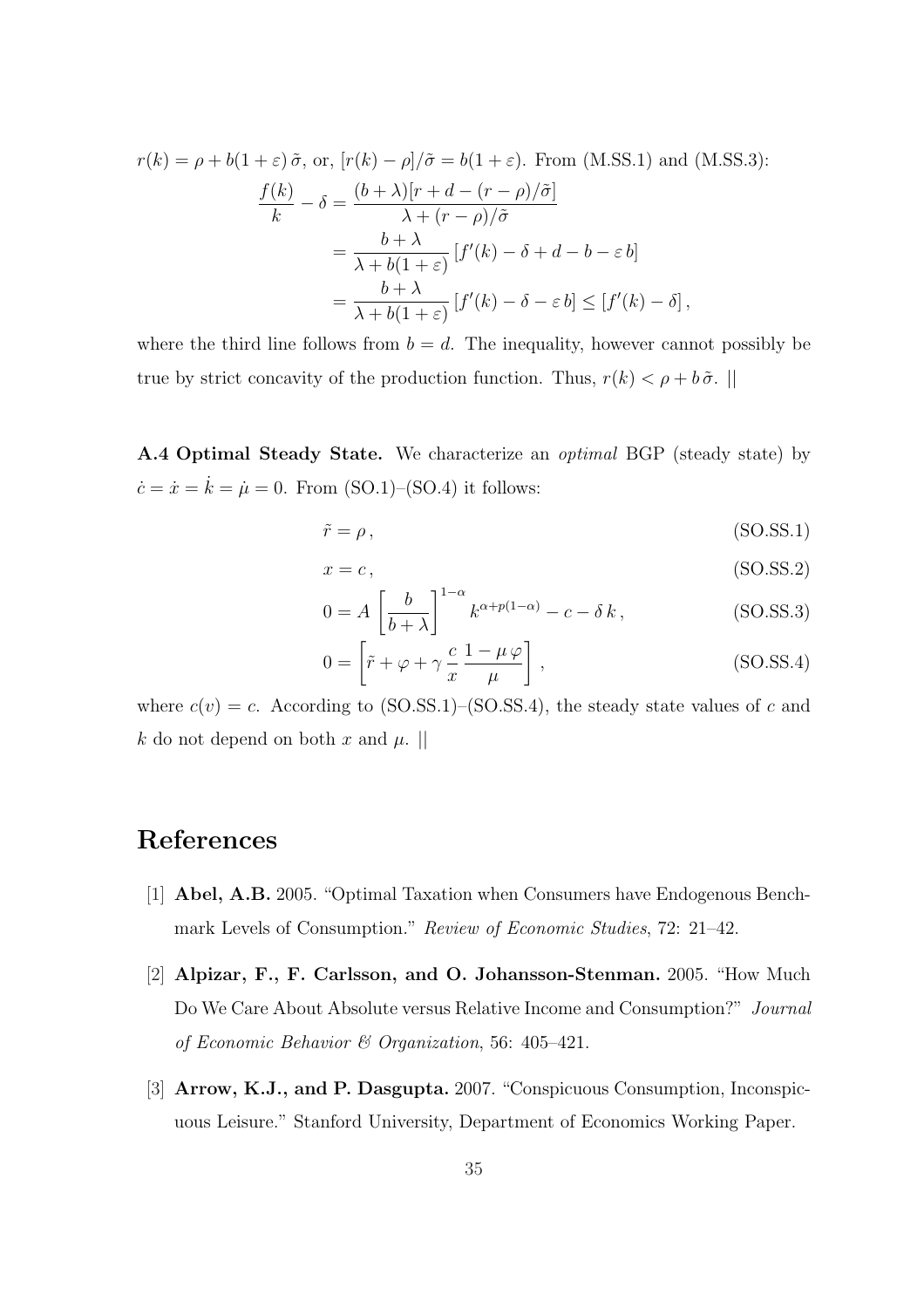$r(k) = \rho + b(1+\varepsilon)\,\tilde{\sigma}$, or, $[r(k) - \rho]/\tilde{\sigma} = b(1+\varepsilon)$. From (M.SS.1) and (M.SS.3):

$$
\begin{aligned}
\frac{f(k)}{k} - \delta &= \frac{(b+\lambda)[r + d - (r-\rho)/\tilde{\sigma}]}{\lambda + (r-\rho)/\tilde{\sigma}} \\
&= \frac{b+\lambda}{\lambda + b(1+\varepsilon)}\,[f'(k) - \delta + d - b - \varepsilon\, b] \\
&= \frac{b+\lambda}{\lambda + b(1+\varepsilon)}\,[f'(k) - \delta - \varepsilon\, b] \leq [f'(k) - \delta]\,,
\end{aligned}
$$

where the third line follows from $b = d$. The inequality, however cannot possibly be true by strict concavity of the production function. Thus, $r(k) < \rho + b\,\tilde{\sigma}$. ||

**A.4 Optimal Steady State.** We characterize an *optimal* BGP (steady state) by $\dot{c} = \dot{x} = \dot{k} = \dot{\mu} = 0$. From (SO.1)–(SO.4) it follows:

$$
\tilde{r} = \rho\,, \tag{SO.SS.1}
$$

$$
x = c\,, \tag{SO.SS.2}
$$

$$
0 = A\left[\frac{b}{b+\lambda}\right]^{1-\alpha} k^{\alpha+p(1-\alpha)} - c - \delta\, k\,, \tag{SO.SS.3}
$$

$$
0 = \left[\tilde{r} + \varphi + \gamma\,\frac{c}{x}\,\frac{1-\mu\,\varphi}{\mu}\right], \tag{SO.SS.4}
$$

where $c(v) = c$. According to (SO.SS.1)–(SO.SS.4), the steady state values of $c$ and $k$ do not depend on both $x$ and $\mu$. ||

# References

[1] **Abel, A.B.** 2005. "Optimal Taxation when Consumers have Endogenous Benchmark Levels of Consumption." *Review of Economic Studies*, 72: 21–42.

[2] **Alpizar, F., F. Carlsson, and O. Johansson-Stenman.** 2005. "How Much Do We Care About Absolute versus Relative Income and Consumption?" *Journal of Economic Behavior & Organization*, 56: 405–421.

[3] **Arrow, K.J., and P. Dasgupta.** 2007. "Conspicuous Consumption, Inconspicuous Leisure." Stanford University, Department of Economics Working Paper.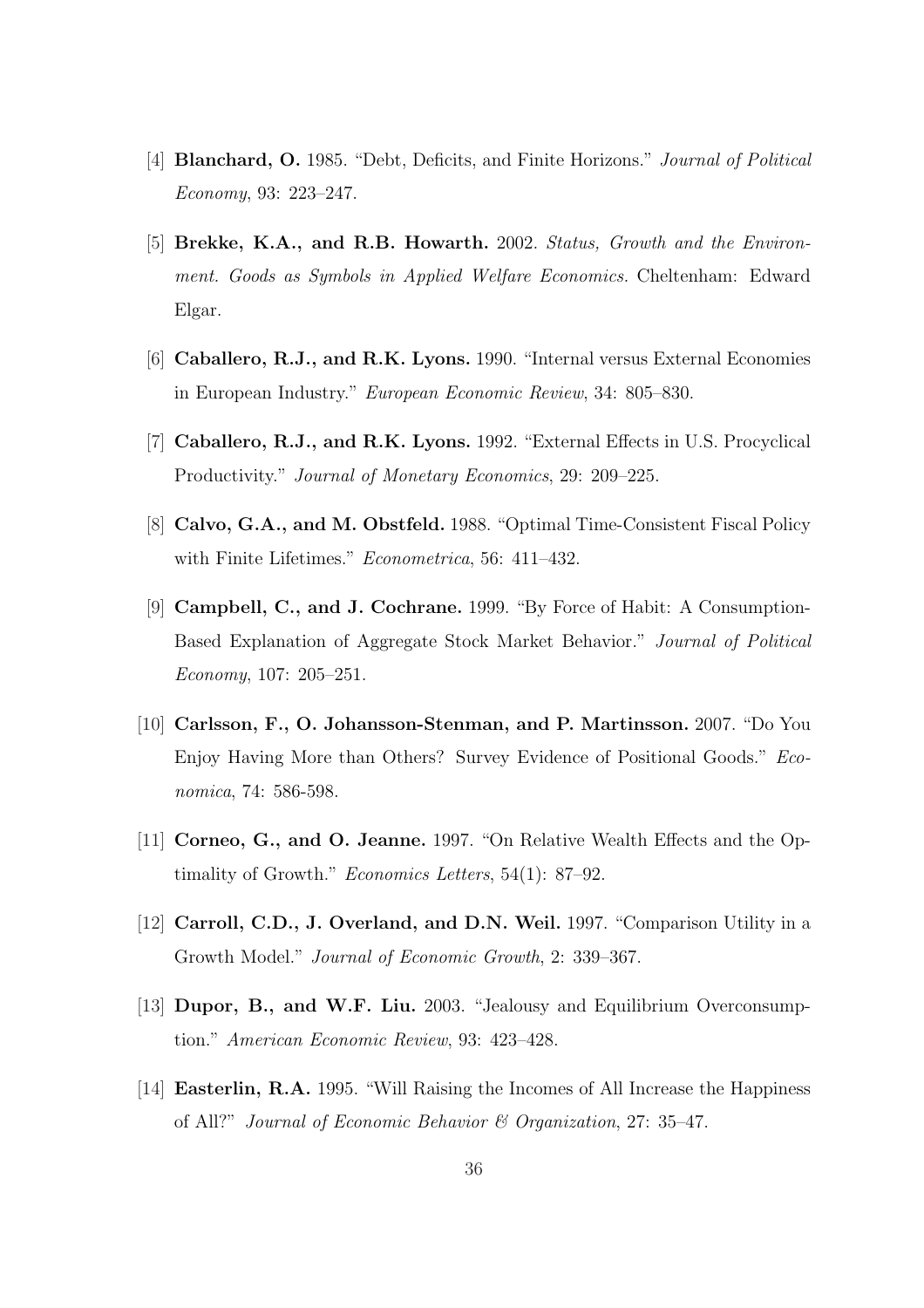[4] **Blanchard, O.** 1985. "Debt, Deficits, and Finite Horizons." *Journal of Political Economy*, 93: 223–247.

[5] **Brekke, K.A., and R.B. Howarth.** 2002. *Status, Growth and the Environment. Goods as Symbols in Applied Welfare Economics.* Cheltenham: Edward Elgar.

[6] **Caballero, R.J., and R.K. Lyons.** 1990. "Internal versus External Economies in European Industry." *European Economic Review*, 34: 805–830.

[7] **Caballero, R.J., and R.K. Lyons.** 1992. "External Effects in U.S. Procyclical Productivity." *Journal of Monetary Economics*, 29: 209–225.

[8] **Calvo, G.A., and M. Obstfeld.** 1988. "Optimal Time-Consistent Fiscal Policy with Finite Lifetimes." *Econometrica*, 56: 411–432.

[9] **Campbell, C., and J. Cochrane.** 1999. "By Force of Habit: A Consumption-Based Explanation of Aggregate Stock Market Behavior." *Journal of Political Economy*, 107: 205–251.

[10] **Carlsson, F., O. Johansson-Stenman, and P. Martinsson.** 2007. "Do You Enjoy Having More than Others? Survey Evidence of Positional Goods." *Economica*, 74: 586-598.

[11] **Corneo, G., and O. Jeanne.** 1997. "On Relative Wealth Effects and the Optimality of Growth." *Economics Letters*, 54(1): 87–92.

[12] **Carroll, C.D., J. Overland, and D.N. Weil.** 1997. "Comparison Utility in a Growth Model." *Journal of Economic Growth*, 2: 339–367.

[13] **Dupor, B., and W.F. Liu.** 2003. "Jealousy and Equilibrium Overconsumption." *American Economic Review*, 93: 423–428.

[14] **Easterlin, R.A.** 1995. "Will Raising the Incomes of All Increase the Happiness of All?" *Journal of Economic Behavior & Organization*, 27: 35–47.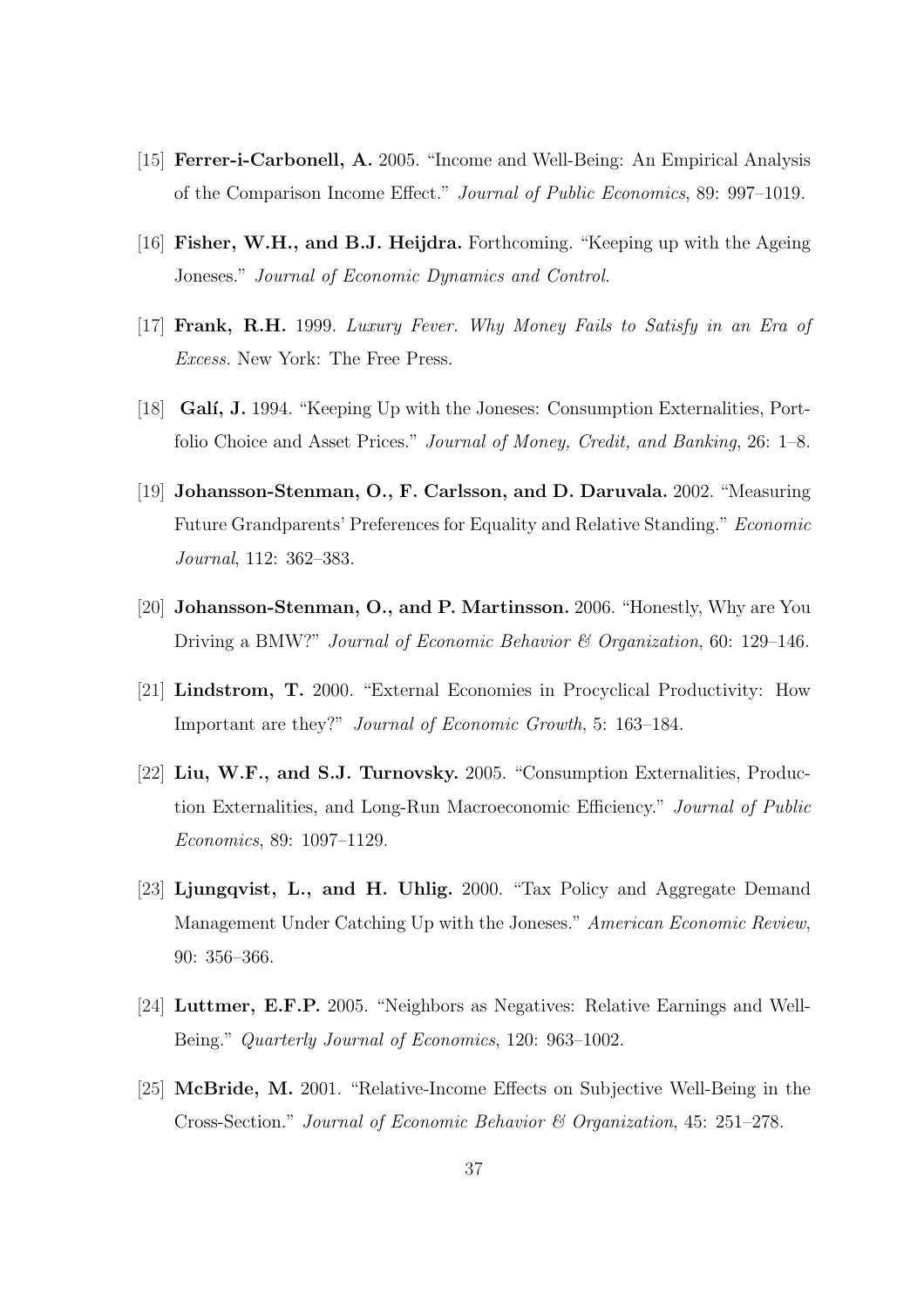[15] **Ferrer-i-Carbonell, A.** 2005. "Income and Well-Being: An Empirical Analysis of the Comparison Income Effect." *Journal of Public Economics*, 89: 997–1019.

[16] **Fisher, W.H., and B.J. Heijdra.** Forthcoming. "Keeping up with the Ageing Joneses." *Journal of Economic Dynamics and Control.*

[17] **Frank, R.H.** 1999. *Luxury Fever. Why Money Fails to Satisfy in an Era of Excess.* New York: The Free Press.

[18] **Galí, J.** 1994. "Keeping Up with the Joneses: Consumption Externalities, Portfolio Choice and Asset Prices." *Journal of Money, Credit, and Banking*, 26: 1–8.

[19] **Johansson-Stenman, O., F. Carlsson, and D. Daruvala.** 2002. "Measuring Future Grandparents' Preferences for Equality and Relative Standing." *Economic Journal*, 112: 362–383.

[20] **Johansson-Stenman, O., and P. Martinsson.** 2006. "Honestly, Why are You Driving a BMW?" *Journal of Economic Behavior & Organization*, 60: 129–146.

[21] **Lindstrom, T.** 2000. "External Economies in Procyclical Productivity: How Important are they?" *Journal of Economic Growth*, 5: 163–184.

[22] **Liu, W.F., and S.J. Turnovsky.** 2005. "Consumption Externalities, Production Externalities, and Long-Run Macroeconomic Efficiency." *Journal of Public Economics*, 89: 1097–1129.

[23] **Ljungqvist, L., and H. Uhlig.** 2000. "Tax Policy and Aggregate Demand Management Under Catching Up with the Joneses." *American Economic Review*, 90: 356–366.

[24] **Luttmer, E.F.P.** 2005. "Neighbors as Negatives: Relative Earnings and Well-Being." *Quarterly Journal of Economics*, 120: 963–1002.

[25] **McBride, M.** 2001. "Relative-Income Effects on Subjective Well-Being in the Cross-Section." *Journal of Economic Behavior & Organization*, 45: 251–278.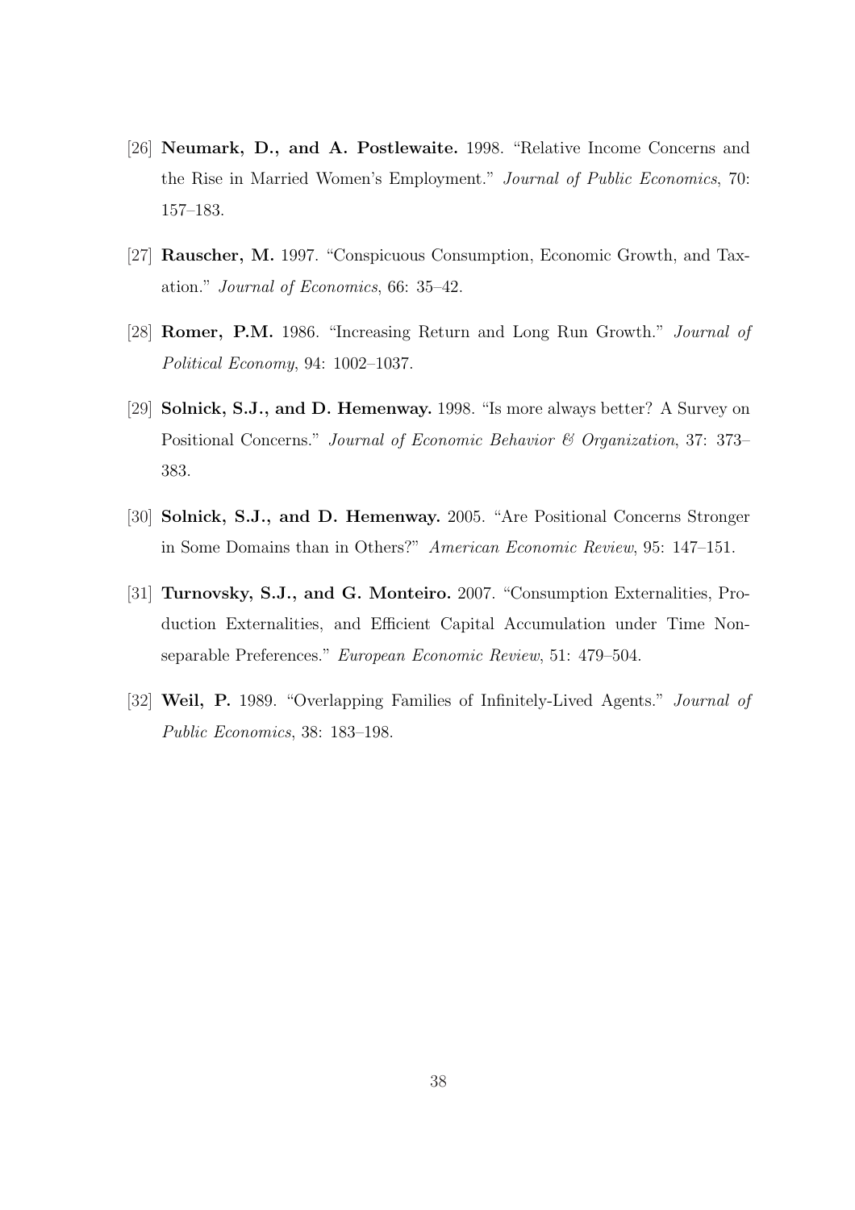[26] **Neumark, D., and A. Postlewaite.** 1998. "Relative Income Concerns and the Rise in Married Women's Employment." *Journal of Public Economics*, 70: 157–183.

[27] **Rauscher, M.** 1997. "Conspicuous Consumption, Economic Growth, and Taxation." *Journal of Economics*, 66: 35–42.

[28] **Romer, P.M.** 1986. "Increasing Return and Long Run Growth." *Journal of Political Economy*, 94: 1002–1037.

[29] **Solnick, S.J., and D. Hemenway.** 1998. "Is more always better? A Survey on Positional Concerns." *Journal of Economic Behavior & Organization*, 37: 373–383.

[30] **Solnick, S.J., and D. Hemenway.** 2005. "Are Positional Concerns Stronger in Some Domains than in Others?" *American Economic Review*, 95: 147–151.

[31] **Turnovsky, S.J., and G. Monteiro.** 2007. "Consumption Externalities, Production Externalities, and Efficient Capital Accumulation under Time Nonseparable Preferences." *European Economic Review*, 51: 479–504.

[32] **Weil, P.** 1989. "Overlapping Families of Infinitely-Lived Agents." *Journal of Public Economics*, 38: 183–198.